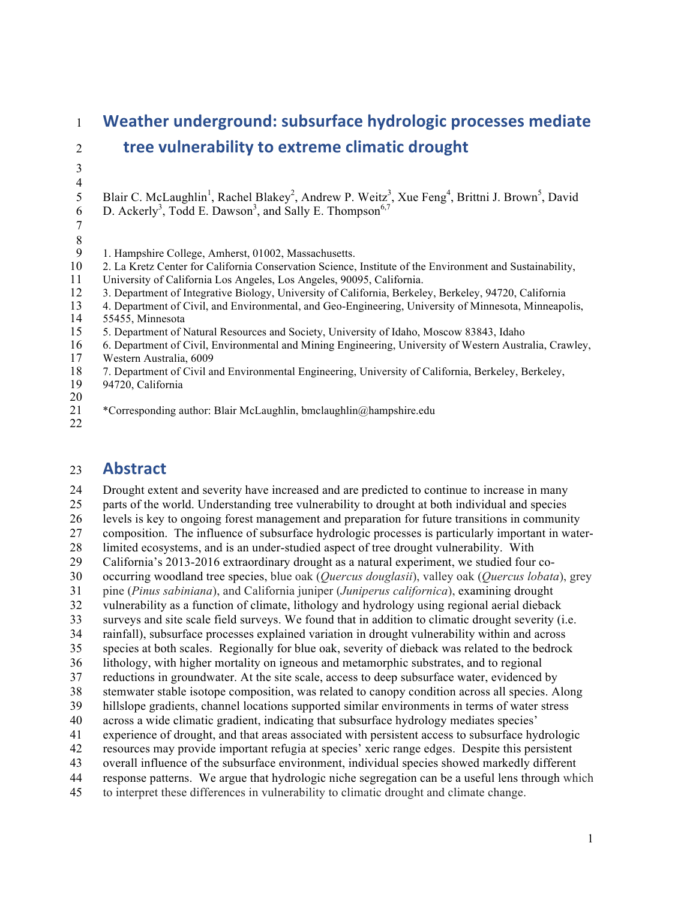# Weather underground: subsurface hydrologic processes mediate tree vulnerability to extreme climatic drought

Blair C. McLaughlin[1], Rachel Blakey[2], Andrew P. Weitz[3], Xue Feng[4], Brittni J. Brown[5], David D. Ackerly[3], Todd E. Dawson[3], and Sally E. Thompson[6,7]

1. Hampshire College, Amherst, 01002, Massachusetts.
2. La Kretz Center for California Conservation Science, Institute of the Environment and Sustainability, University of California Los Angeles, Los Angeles, 90095, California.
3. Department of Integrative Biology, University of California, Berkeley, Berkeley, 94720, California
4. Department of Civil, and Environmental, and Geo-Engineering, University of Minnesota, Minneapolis, 55455, Minnesota
5. Department of Natural Resources and Society, University of Idaho, Moscow 83843, Idaho
6. Department of Civil, Environmental and Mining Engineering, University of Western Australia, Crawley, Western Australia, 6009
7. Department of Civil and Environmental Engineering, University of California, Berkeley, Berkeley, 94720, California

*Corresponding author: Blair McLaughlin, bmclaughlin@hampshire.edu

## Abstract

Drought extent and severity have increased and are predicted to continue to increase in many parts of the world. Understanding tree vulnerability to drought at both individual and species levels is key to ongoing forest management and preparation for future transitions in community composition. The influence of subsurface hydrologic processes is particularly important in water-limited ecosystems, and is an under-studied aspect of tree drought vulnerability. With California's 2013-2016 extraordinary drought as a natural experiment, we studied four co-occurring woodland tree species, blue oak (*Quercus douglasii*), valley oak (*Quercus lobata*), grey pine (*Pinus sabiniana*), and California juniper (*Juniperus californica*), examining drought vulnerability as a function of climate, lithology and hydrology using regional aerial dieback surveys and site scale field surveys. We found that in addition to climatic drought severity (i.e. rainfall), subsurface processes explained variation in drought vulnerability within and across species at both scales. Regionally for blue oak, severity of dieback was related to the bedrock lithology, with higher mortality on igneous and metamorphic substrates, and to regional reductions in groundwater. At the site scale, access to deep subsurface water, evidenced by stemwater stable isotope composition, was related to canopy condition across all species. Along hillslope gradients, channel locations supported similar environments in terms of water stress across a wide climatic gradient, indicating that subsurface hydrology mediates species' experience of drought, and that areas associated with persistent access to subsurface hydrologic resources may provide important refugia at species' xeric range edges. Despite this persistent overall influence of the subsurface environment, individual species showed markedly different response patterns. We argue that hydrologic niche segregation can be a useful lens through which to interpret these differences in vulnerability to climatic drought and climate change.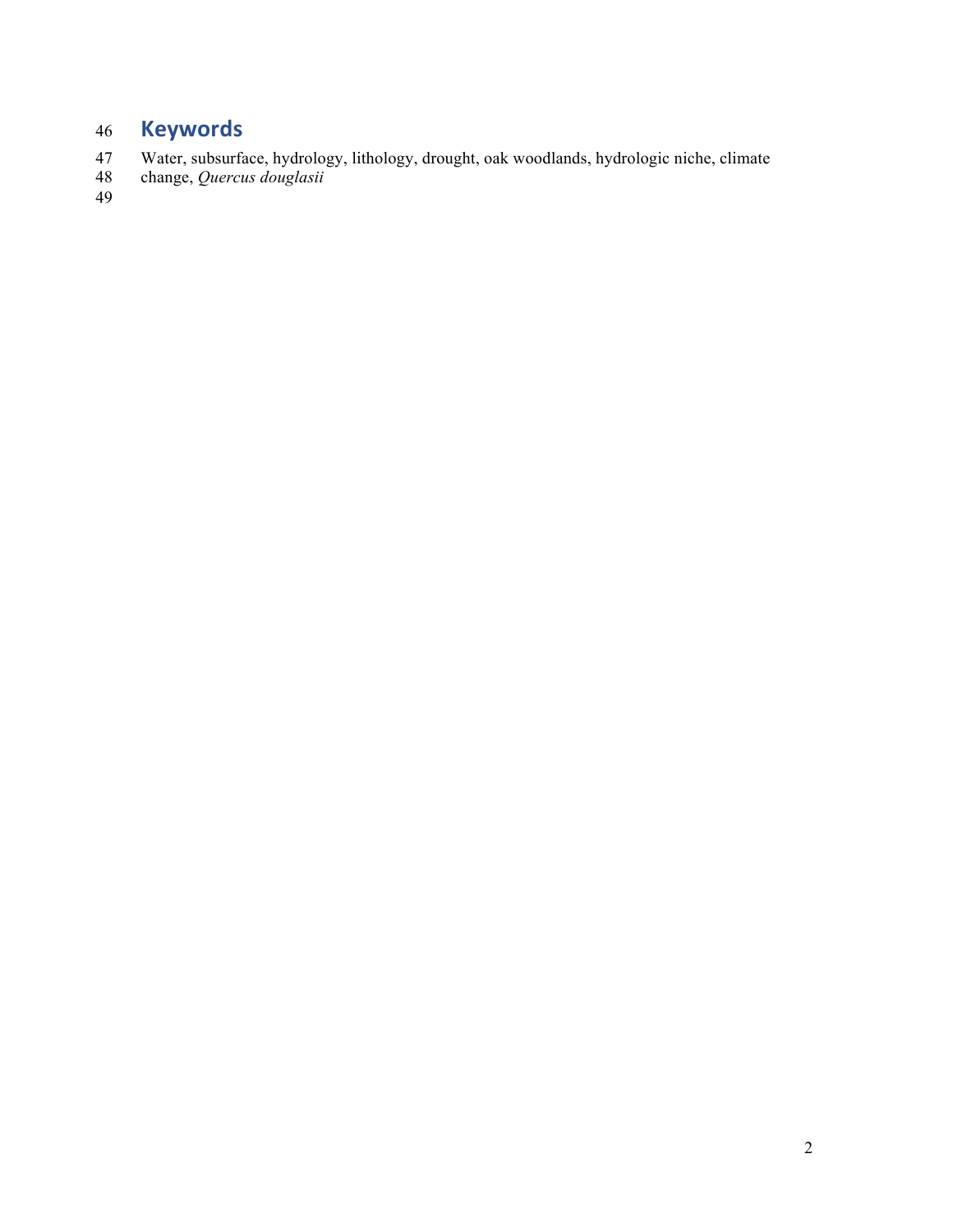## Keywords

Water, subsurface, hydrology, lithology, drought, oak woodlands, hydrologic niche, climate change, *Quercus douglasii*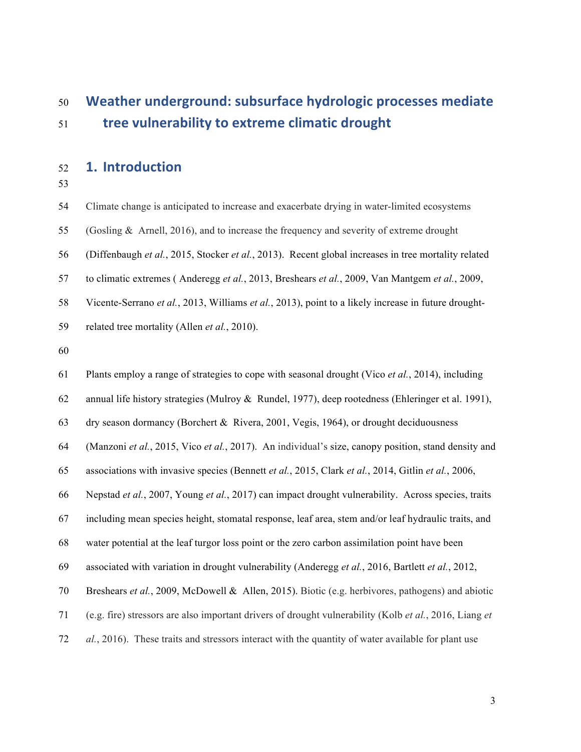# Weather underground: subsurface hydrologic processes mediate tree vulnerability to extreme climatic drought

## 1. Introduction

Climate change is anticipated to increase and exacerbate drying in water-limited ecosystems (Gosling & Arnell, 2016), and to increase the frequency and severity of extreme drought (Diffenbaugh *et al.*, 2015, Stocker *et al.*, 2013). Recent global increases in tree mortality related to climatic extremes ( Anderegg *et al.*, 2013, Breshears *et al.*, 2009, Van Mantgem *et al.*, 2009, Vicente-Serrano *et al.*, 2013, Williams *et al.*, 2013), point to a likely increase in future drought-related tree mortality (Allen *et al.*, 2010).

Plants employ a range of strategies to cope with seasonal drought (Vico *et al.*, 2014), including annual life history strategies (Mulroy & Rundel, 1977), deep rootedness (Ehleringer et al. 1991), dry season dormancy (Borchert & Rivera, 2001, Vegis, 1964), or drought deciduousness (Manzoni *et al.*, 2015, Vico *et al.*, 2017). An individual's size, canopy position, stand density and associations with invasive species (Bennett *et al.*, 2015, Clark *et al.*, 2014, Gitlin *et al.*, 2006, Nepstad *et al.*, 2007, Young *et al.*, 2017) can impact drought vulnerability. Across species, traits including mean species height, stomatal response, leaf area, stem and/or leaf hydraulic traits, and water potential at the leaf turgor loss point or the zero carbon assimilation point have been associated with variation in drought vulnerability (Anderegg *et al.*, 2016, Bartlett *et al.*, 2012, Breshears *et al.*, 2009, McDowell & Allen, 2015). Biotic (e.g. herbivores, pathogens) and abiotic (e.g. fire) stressors are also important drivers of drought vulnerability (Kolb *et al.*, 2016, Liang *et al.*, 2016). These traits and stressors interact with the quantity of water available for plant use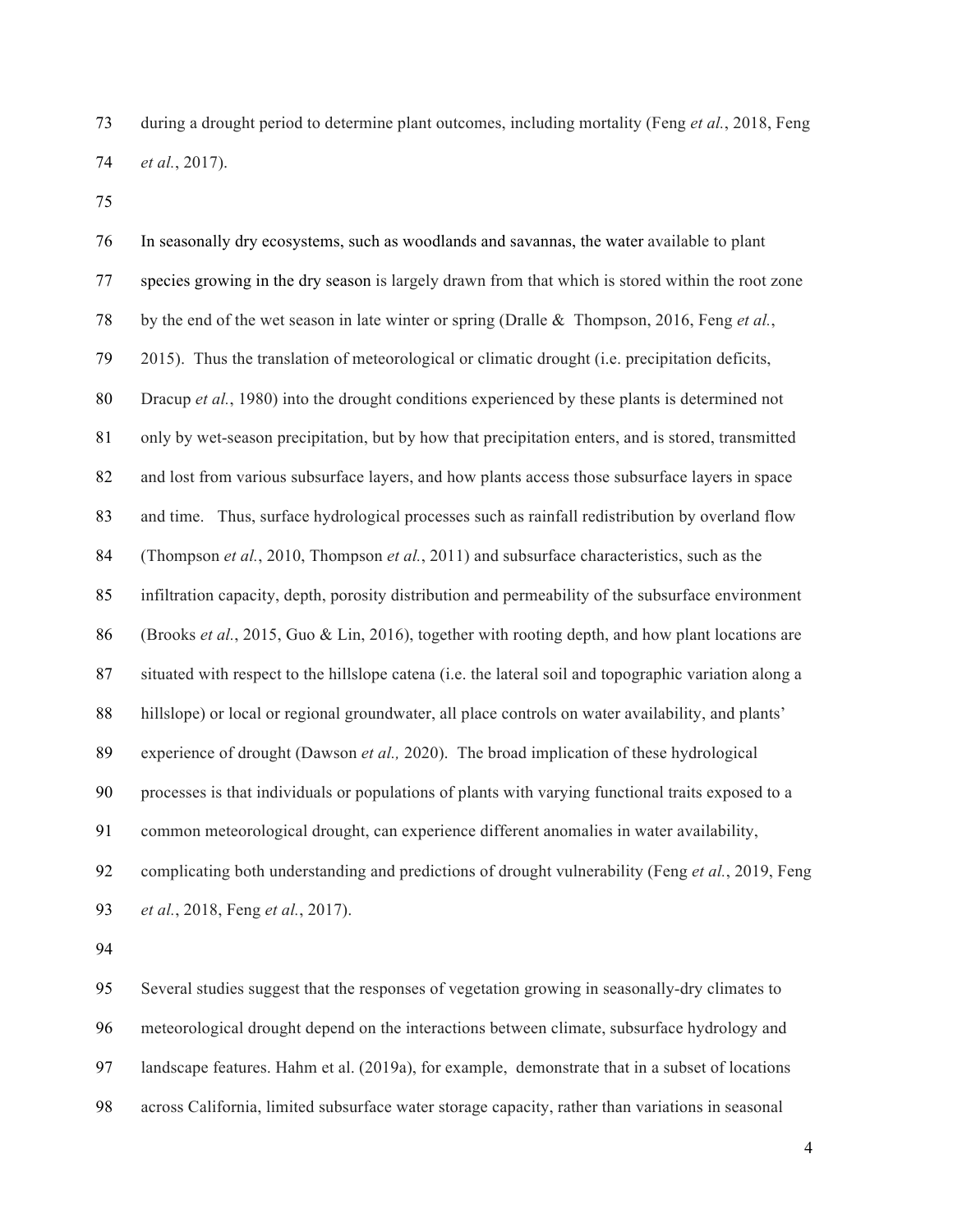during a drought period to determine plant outcomes, including mortality (Feng *et al.*, 2018, Feng *et al.*, 2017).

In seasonally dry ecosystems, such as woodlands and savannas, the water available to plant species growing in the dry season is largely drawn from that which is stored within the root zone by the end of the wet season in late winter or spring (Dralle & Thompson, 2016, Feng *et al.*, 2015). Thus the translation of meteorological or climatic drought (i.e. precipitation deficits, Dracup *et al.*, 1980) into the drought conditions experienced by these plants is determined not only by wet-season precipitation, but by how that precipitation enters, and is stored, transmitted and lost from various subsurface layers, and how plants access those subsurface layers in space and time. Thus, surface hydrological processes such as rainfall redistribution by overland flow (Thompson *et al.*, 2010, Thompson *et al.*, 2011) and subsurface characteristics, such as the infiltration capacity, depth, porosity distribution and permeability of the subsurface environment (Brooks *et al.*, 2015, Guo & Lin, 2016), together with rooting depth, and how plant locations are situated with respect to the hillslope catena (i.e. the lateral soil and topographic variation along a hillslope) or local or regional groundwater, all place controls on water availability, and plants' experience of drought (Dawson *et al.,* 2020). The broad implication of these hydrological processes is that individuals or populations of plants with varying functional traits exposed to a common meteorological drought, can experience different anomalies in water availability, complicating both understanding and predictions of drought vulnerability (Feng *et al.*, 2019, Feng *et al.*, 2018, Feng *et al.*, 2017).

Several studies suggest that the responses of vegetation growing in seasonally-dry climates to meteorological drought depend on the interactions between climate, subsurface hydrology and landscape features. Hahm et al. (2019a), for example, demonstrate that in a subset of locations across California, limited subsurface water storage capacity, rather than variations in seasonal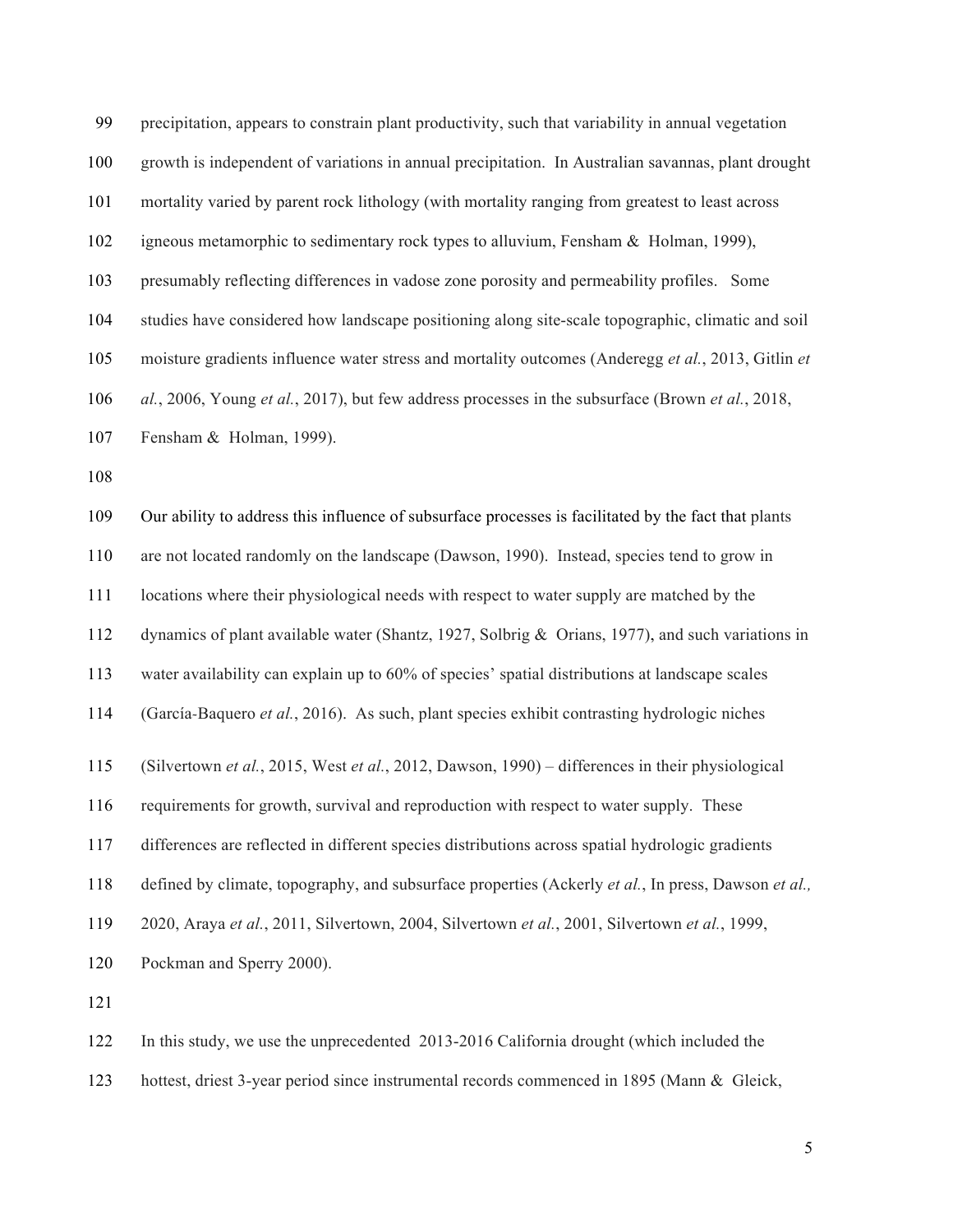precipitation, appears to constrain plant productivity, such that variability in annual vegetation growth is independent of variations in annual precipitation. In Australian savannas, plant drought mortality varied by parent rock lithology (with mortality ranging from greatest to least across igneous metamorphic to sedimentary rock types to alluvium, Fensham & Holman, 1999), presumably reflecting differences in vadose zone porosity and permeability profiles. Some studies have considered how landscape positioning along site-scale topographic, climatic and soil moisture gradients influence water stress and mortality outcomes (Anderegg *et al.*, 2013, Gitlin *et al.*, 2006, Young *et al.*, 2017), but few address processes in the subsurface (Brown *et al.*, 2018, Fensham & Holman, 1999).

Our ability to address this influence of subsurface processes is facilitated by the fact that plants are not located randomly on the landscape (Dawson, 1990). Instead, species tend to grow in locations where their physiological needs with respect to water supply are matched by the dynamics of plant available water (Shantz, 1927, Solbrig & Orians, 1977), and such variations in water availability can explain up to 60% of species' spatial distributions at landscape scales (García-Baquero *et al.*, 2016). As such, plant species exhibit contrasting hydrologic niches (Silvertown *et al.*, 2015, West *et al.*, 2012, Dawson, 1990) – differences in their physiological requirements for growth, survival and reproduction with respect to water supply. These differences are reflected in different species distributions across spatial hydrologic gradients defined by climate, topography, and subsurface properties (Ackerly *et al.*, In press, Dawson *et al.,* 2020, Araya *et al.*, 2011, Silvertown, 2004, Silvertown *et al.*, 2001, Silvertown *et al.*, 1999, Pockman and Sperry 2000).

In this study, we use the unprecedented 2013-2016 California drought (which included the hottest, driest 3-year period since instrumental records commenced in 1895 (Mann & Gleick,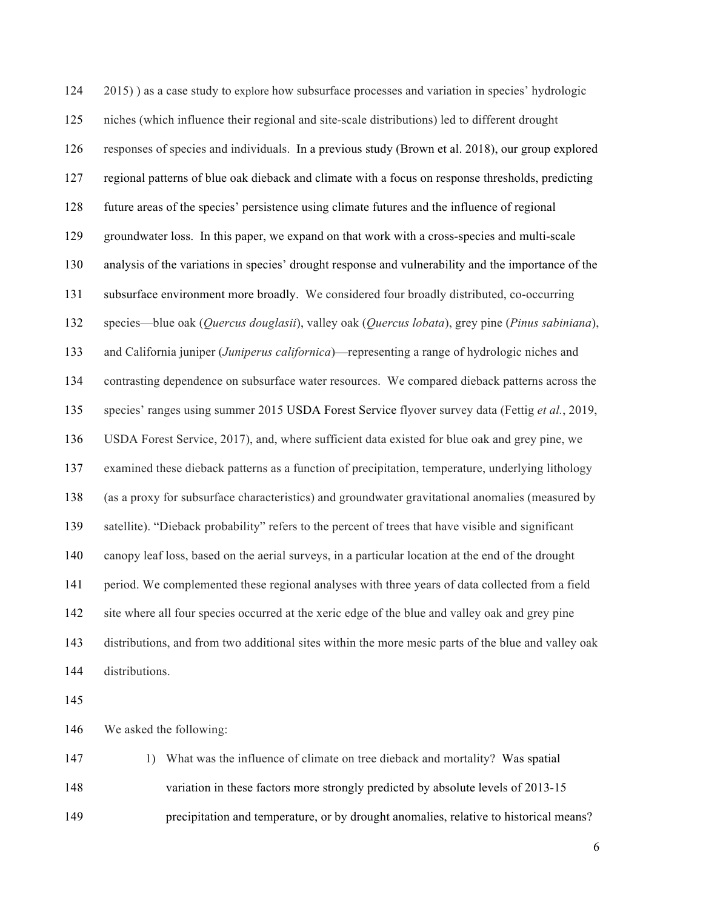2015) ) as a case study to explore how subsurface processes and variation in species' hydrologic niches (which influence their regional and site-scale distributions) led to different drought responses of species and individuals. In a previous study (Brown et al. 2018), our group explored regional patterns of blue oak dieback and climate with a focus on response thresholds, predicting future areas of the species' persistence using climate futures and the influence of regional groundwater loss. In this paper, we expand on that work with a cross-species and multi-scale analysis of the variations in species' drought response and vulnerability and the importance of the subsurface environment more broadly. We considered four broadly distributed, co-occurring species—blue oak (*Quercus douglasii*), valley oak (*Quercus lobata*), grey pine (*Pinus sabiniana*), and California juniper (*Juniperus californica*)—representing a range of hydrologic niches and contrasting dependence on subsurface water resources. We compared dieback patterns across the species' ranges using summer 2015 USDA Forest Service flyover survey data (Fettig *et al.*, 2019, USDA Forest Service, 2017), and, where sufficient data existed for blue oak and grey pine, we examined these dieback patterns as a function of precipitation, temperature, underlying lithology (as a proxy for subsurface characteristics) and groundwater gravitational anomalies (measured by satellite). "Dieback probability" refers to the percent of trees that have visible and significant canopy leaf loss, based on the aerial surveys, in a particular location at the end of the drought period. We complemented these regional analyses with three years of data collected from a field site where all four species occurred at the xeric edge of the blue and valley oak and grey pine distributions, and from two additional sites within the more mesic parts of the blue and valley oak distributions.

We asked the following:

1) What was the influence of climate on tree dieback and mortality? Was spatial variation in these factors more strongly predicted by absolute levels of 2013-15 precipitation and temperature, or by drought anomalies, relative to historical means?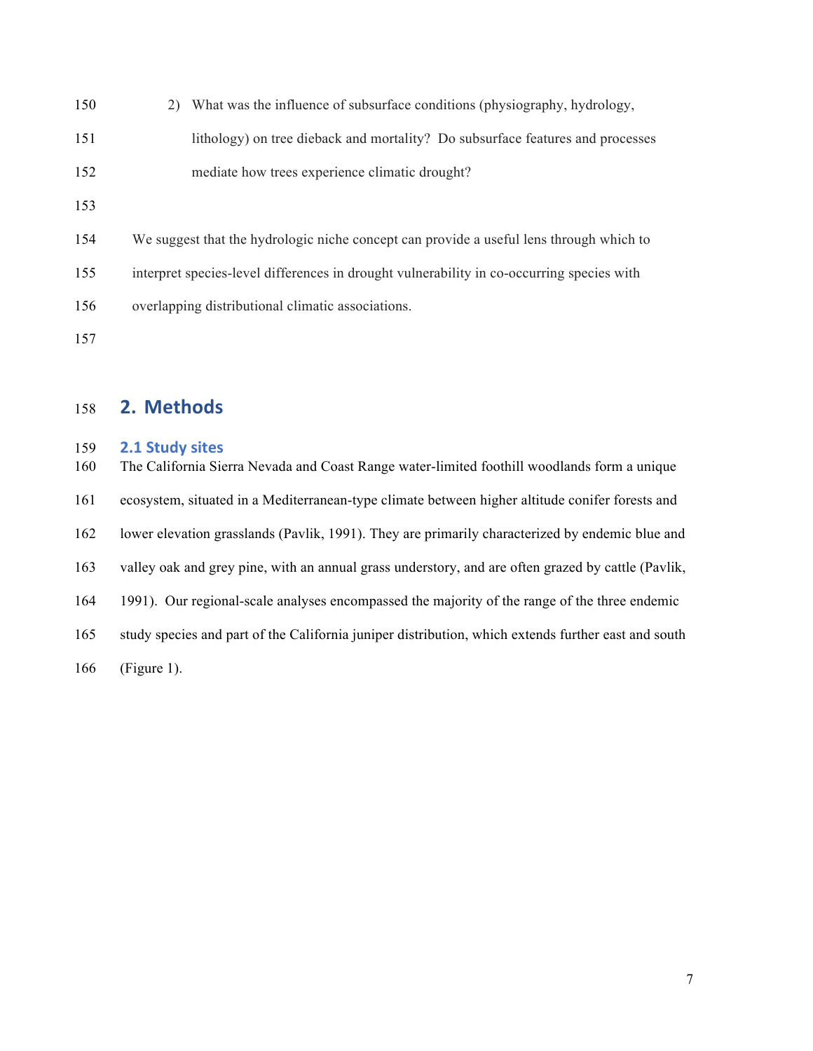2) What was the influence of subsurface conditions (physiography, hydrology, lithology) on tree dieback and mortality? Do subsurface features and processes mediate how trees experience climatic drought?

We suggest that the hydrologic niche concept can provide a useful lens through which to interpret species-level differences in drought vulnerability in co-occurring species with overlapping distributional climatic associations.

# 2. Methods

## 2.1 Study sites

The California Sierra Nevada and Coast Range water-limited foothill woodlands form a unique ecosystem, situated in a Mediterranean-type climate between higher altitude conifer forests and lower elevation grasslands (Pavlik, 1991). They are primarily characterized by endemic blue and valley oak and grey pine, with an annual grass understory, and are often grazed by cattle (Pavlik, 1991). Our regional-scale analyses encompassed the majority of the range of the three endemic study species and part of the California juniper distribution, which extends further east and south (Figure 1).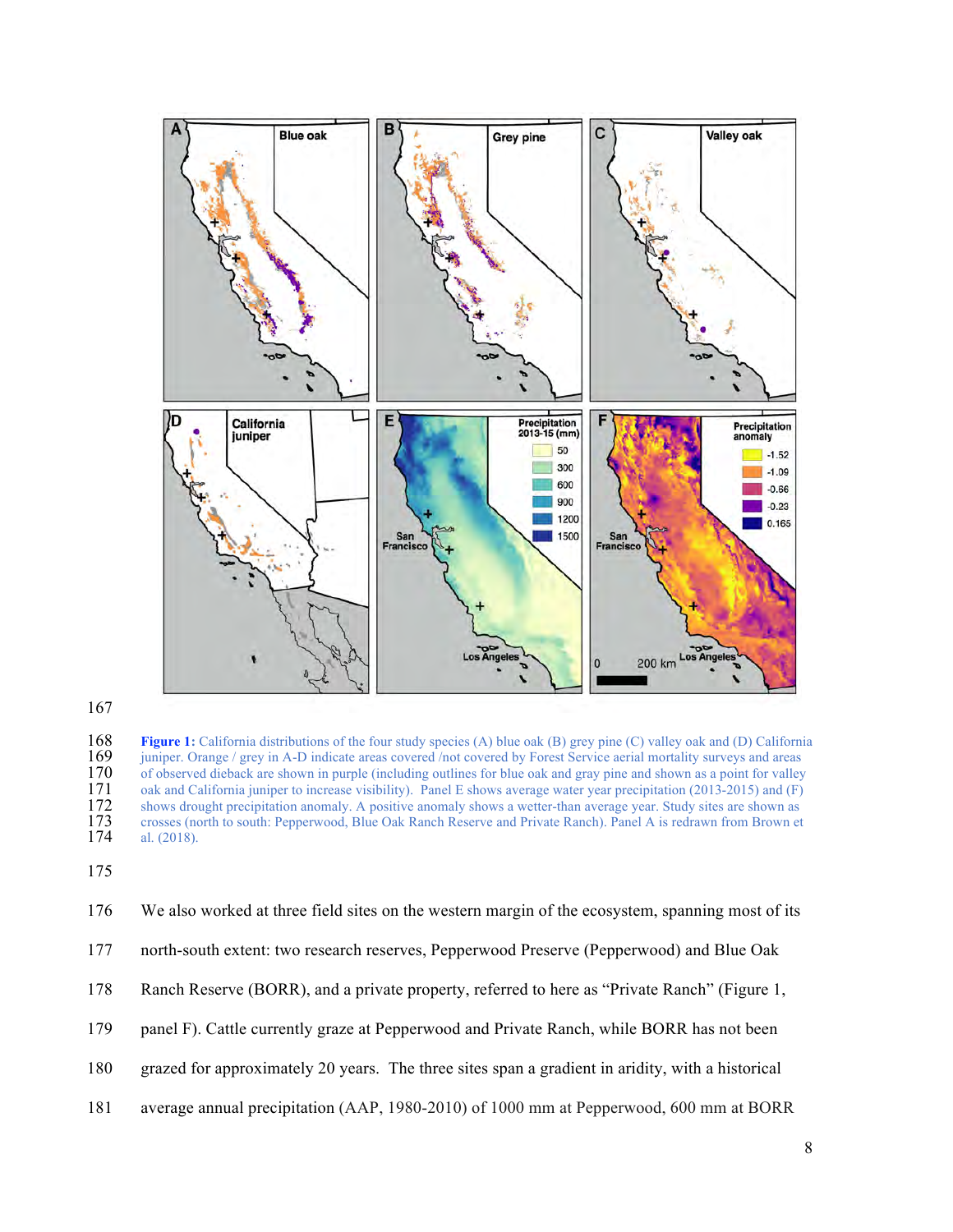**Figure 1:** California distributions of the four study species (A) blue oak (B) grey pine (C) valley oak and (D) California juniper. Orange / grey in A-D indicate areas covered /not covered by Forest Service aerial mortality surveys and areas of observed dieback are shown in purple (including outlines for blue oak and gray pine and shown as a point for valley oak and California juniper to increase visibility). Panel E shows average water year precipitation (2013-2015) and (F) shows drought precipitation anomaly. A positive anomaly shows a wetter-than average year. Study sites are shown as crosses (north to south: Pepperwood, Blue Oak Ranch Reserve and Private Ranch). Panel A is redrawn from Brown et al. (2018).

We also worked at three field sites on the western margin of the ecosystem, spanning most of its north-south extent: two research reserves, Pepperwood Preserve (Pepperwood) and Blue Oak Ranch Reserve (BORR), and a private property, referred to here as "Private Ranch" (Figure 1, panel F). Cattle currently graze at Pepperwood and Private Ranch, while BORR has not been grazed for approximately 20 years. The three sites span a gradient in aridity, with a historical average annual precipitation (AAP, 1980-2010) of 1000 mm at Pepperwood, 600 mm at BORR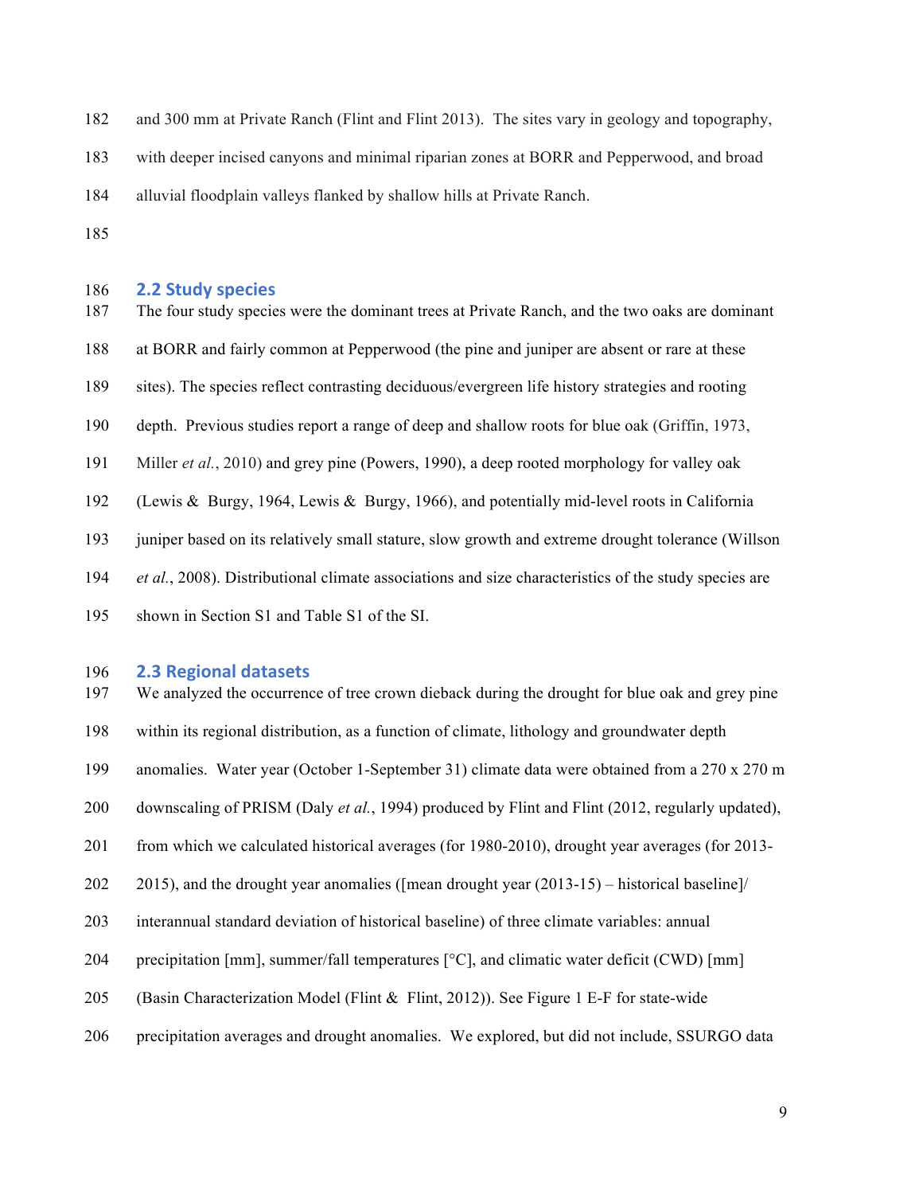and 300 mm at Private Ranch (Flint and Flint 2013). The sites vary in geology and topography, with deeper incised canyons and minimal riparian zones at BORR and Pepperwood, and broad alluvial floodplain valleys flanked by shallow hills at Private Ranch.

## 2.2 Study species

The four study species were the dominant trees at Private Ranch, and the two oaks are dominant at BORR and fairly common at Pepperwood (the pine and juniper are absent or rare at these sites). The species reflect contrasting deciduous/evergreen life history strategies and rooting depth. Previous studies report a range of deep and shallow roots for blue oak (Griffin, 1973, Miller *et al.*, 2010) and grey pine (Powers, 1990), a deep rooted morphology for valley oak (Lewis & Burgy, 1964, Lewis & Burgy, 1966), and potentially mid-level roots in California juniper based on its relatively small stature, slow growth and extreme drought tolerance (Willson *et al.*, 2008). Distributional climate associations and size characteristics of the study species are shown in Section S1 and Table S1 of the SI.

## 2.3 Regional datasets

We analyzed the occurrence of tree crown dieback during the drought for blue oak and grey pine within its regional distribution, as a function of climate, lithology and groundwater depth anomalies. Water year (October 1-September 31) climate data were obtained from a 270 x 270 m downscaling of PRISM (Daly *et al.*, 1994) produced by Flint and Flint (2012, regularly updated), from which we calculated historical averages (for 1980-2010), drought year averages (for 2013-2015), and the drought year anomalies ([mean drought year (2013-15) – historical baseline]/ interannual standard deviation of historical baseline) of three climate variables: annual precipitation [mm], summer/fall temperatures [°C], and climatic water deficit (CWD) [mm] (Basin Characterization Model (Flint & Flint, 2012)). See Figure 1 E-F for state-wide precipitation averages and drought anomalies. We explored, but did not include, SSURGO data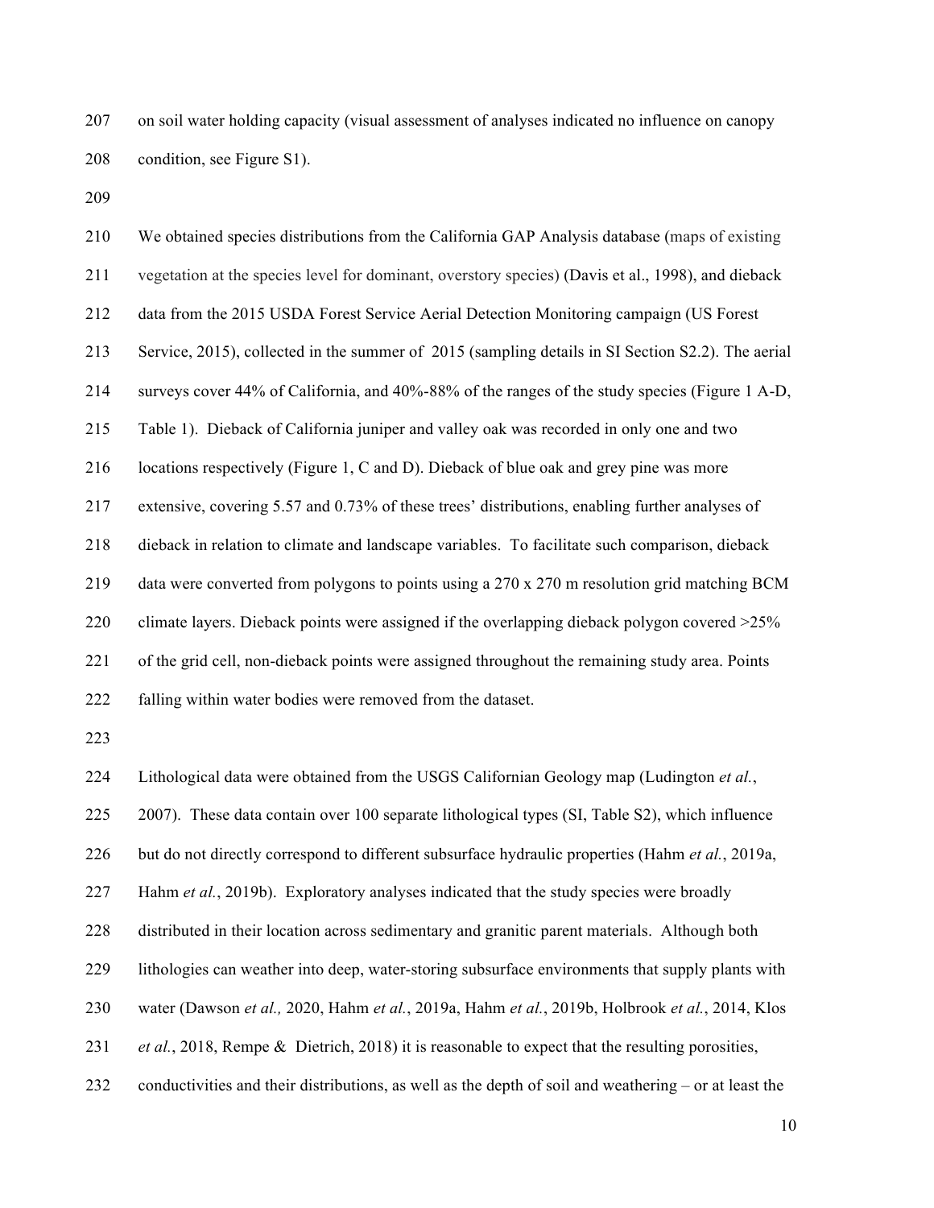on soil water holding capacity (visual assessment of analyses indicated no influence on canopy condition, see Figure S1).

We obtained species distributions from the California GAP Analysis database (maps of existing vegetation at the species level for dominant, overstory species) (Davis et al., 1998), and dieback data from the 2015 USDA Forest Service Aerial Detection Monitoring campaign (US Forest Service, 2015), collected in the summer of 2015 (sampling details in SI Section S2.2). The aerial surveys cover 44% of California, and 40%-88% of the ranges of the study species (Figure 1 A-D, Table 1). Dieback of California juniper and valley oak was recorded in only one and two locations respectively (Figure 1, C and D). Dieback of blue oak and grey pine was more extensive, covering 5.57 and 0.73% of these trees' distributions, enabling further analyses of dieback in relation to climate and landscape variables. To facilitate such comparison, dieback data were converted from polygons to points using a 270 x 270 m resolution grid matching BCM climate layers. Dieback points were assigned if the overlapping dieback polygon covered >25% of the grid cell, non-dieback points were assigned throughout the remaining study area. Points falling within water bodies were removed from the dataset.

Lithological data were obtained from the USGS Californian Geology map (Ludington *et al.*, 2007). These data contain over 100 separate lithological types (SI, Table S2), which influence but do not directly correspond to different subsurface hydraulic properties (Hahm *et al.*, 2019a, Hahm *et al.*, 2019b). Exploratory analyses indicated that the study species were broadly distributed in their location across sedimentary and granitic parent materials. Although both lithologies can weather into deep, water-storing subsurface environments that supply plants with water (Dawson *et al.,* 2020, Hahm *et al.*, 2019a, Hahm *et al.*, 2019b, Holbrook *et al.*, 2014, Klos *et al.*, 2018, Rempe & Dietrich, 2018) it is reasonable to expect that the resulting porosities, conductivities and their distributions, as well as the depth of soil and weathering – or at least the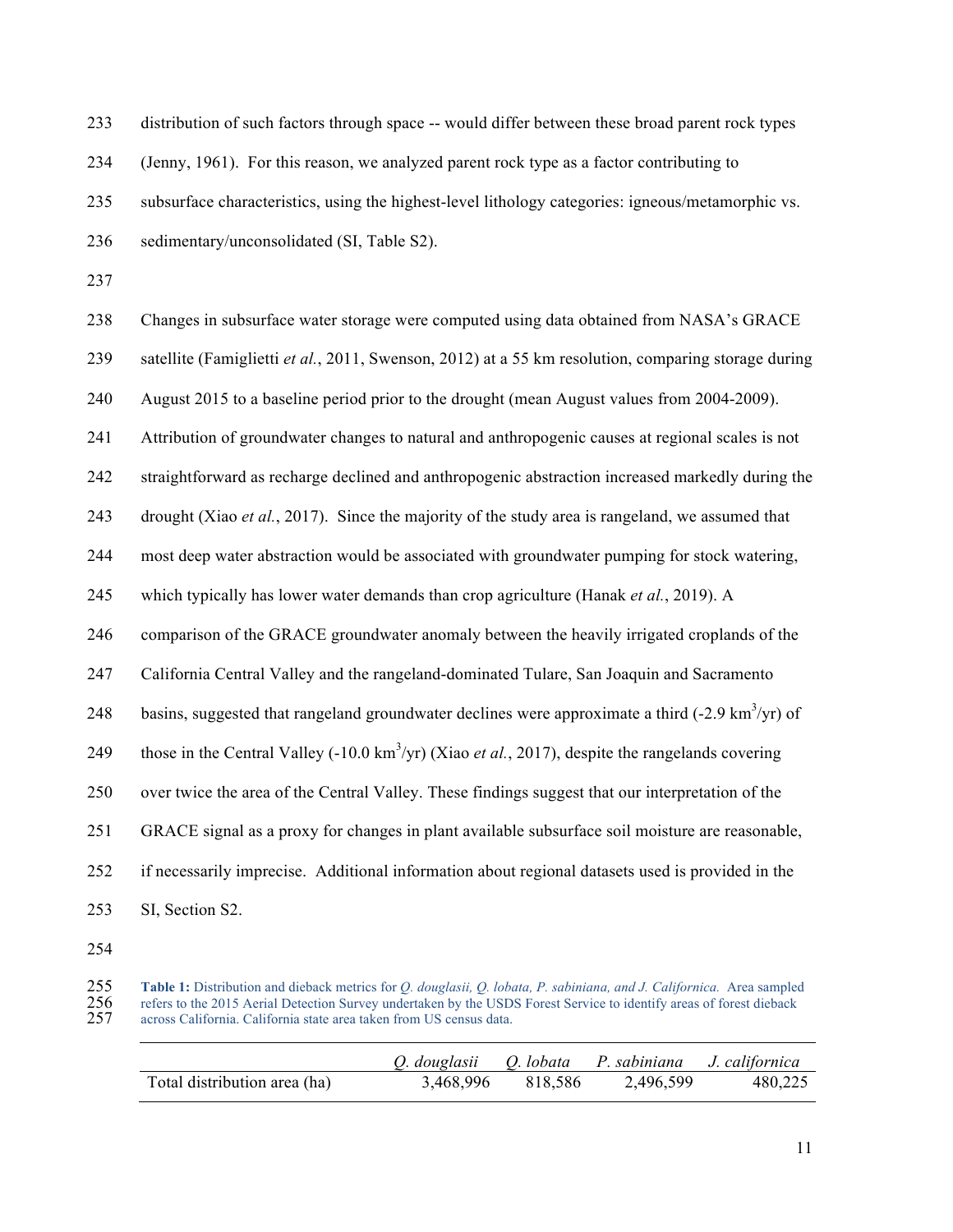distribution of such factors through space -- would differ between these broad parent rock types (Jenny, 1961). For this reason, we analyzed parent rock type as a factor contributing to subsurface characteristics, using the highest-level lithology categories: igneous/metamorphic vs. sedimentary/unconsolidated (SI, Table S2).

Changes in subsurface water storage were computed using data obtained from NASA's GRACE satellite (Famiglietti *et al.*, 2011, Swenson, 2012) at a 55 km resolution, comparing storage during August 2015 to a baseline period prior to the drought (mean August values from 2004-2009). Attribution of groundwater changes to natural and anthropogenic causes at regional scales is not straightforward as recharge declined and anthropogenic abstraction increased markedly during the drought (Xiao *et al.*, 2017). Since the majority of the study area is rangeland, we assumed that most deep water abstraction would be associated with groundwater pumping for stock watering, which typically has lower water demands than crop agriculture (Hanak *et al.*, 2019). A comparison of the GRACE groundwater anomaly between the heavily irrigated croplands of the California Central Valley and the rangeland-dominated Tulare, San Joaquin and Sacramento basins, suggested that rangeland groundwater declines were approximate a third (-2.9 $km^3$/yr) of those in the Central Valley (-10.0 $km^3$/yr) (Xiao *et al.*, 2017), despite the rangelands covering over twice the area of the Central Valley. These findings suggest that our interpretation of the GRACE signal as a proxy for changes in plant available subsurface soil moisture are reasonable, if necessarily imprecise. Additional information about regional datasets used is provided in the SI, Section S2.

**Table 1:** Distribution and dieback metrics for *Q. douglasii, Q. lobata, P. sabiniana, and J. Californica.* Area sampled refers to the 2015 Aerial Detection Survey undertaken by the USDS Forest Service to identify areas of forest dieback across California. California state area taken from US census data.

| | *Q. douglasii* | *Q. lobata* | *P. sabiniana* | *J. californica* |
|---|---|---|---|---|
| Total distribution area (ha) | 3,468,996 | 818,586 | 2,496,599 | 480,225 |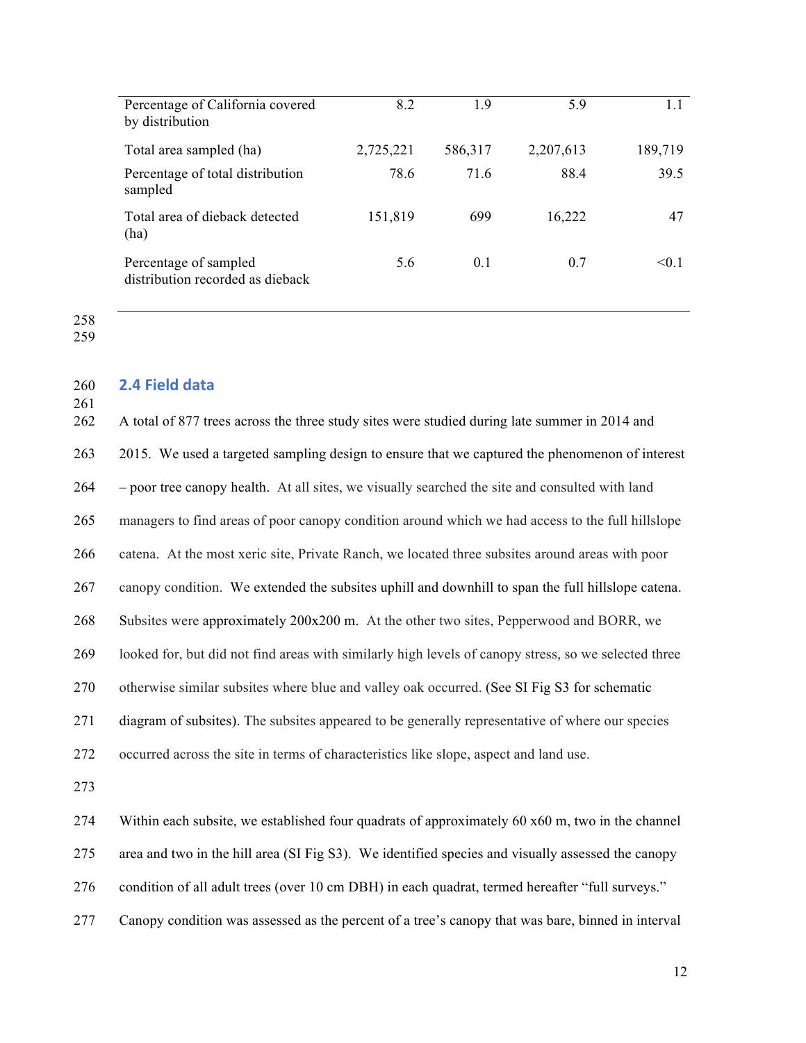| | | | | |
|---|---|---|---|---|
| Percentage of California covered by distribution | 8.2 | 1.9 | 5.9 | 1.1 |
| Total area sampled (ha) | 2,725,221 | 586,317 | 2,207,613 | 189,719 |
| Percentage of total distribution sampled | 78.6 | 71.6 | 88.4 | 39.5 |
| Total area of dieback detected (ha) | 151,819 | 699 | 16,222 | 47 |
| Percentage of sampled distribution recorded as dieback | 5.6 | 0.1 | 0.7 | <0.1 |

## 2.4 Field data

A total of 877 trees across the three study sites were studied during late summer in 2014 and 2015. We used a targeted sampling design to ensure that we captured the phenomenon of interest – poor tree canopy health. At all sites, we visually searched the site and consulted with land managers to find areas of poor canopy condition around which we had access to the full hillslope catena. At the most xeric site, Private Ranch, we located three subsites around areas with poor canopy condition. We extended the subsites uphill and downhill to span the full hillslope catena. Subsites were approximately 200x200 m. At the other two sites, Pepperwood and BORR, we looked for, but did not find areas with similarly high levels of canopy stress, so we selected three otherwise similar subsites where blue and valley oak occurred. (See SI Fig S3 for schematic diagram of subsites). The subsites appeared to be generally representative of where our species occurred across the site in terms of characteristics like slope, aspect and land use.

Within each subsite, we established four quadrats of approximately 60 x60 m, two in the channel area and two in the hill area (SI Fig S3). We identified species and visually assessed the canopy condition of all adult trees (over 10 cm DBH) in each quadrat, termed hereafter "full surveys." Canopy condition was assessed as the percent of a tree's canopy that was bare, binned in interval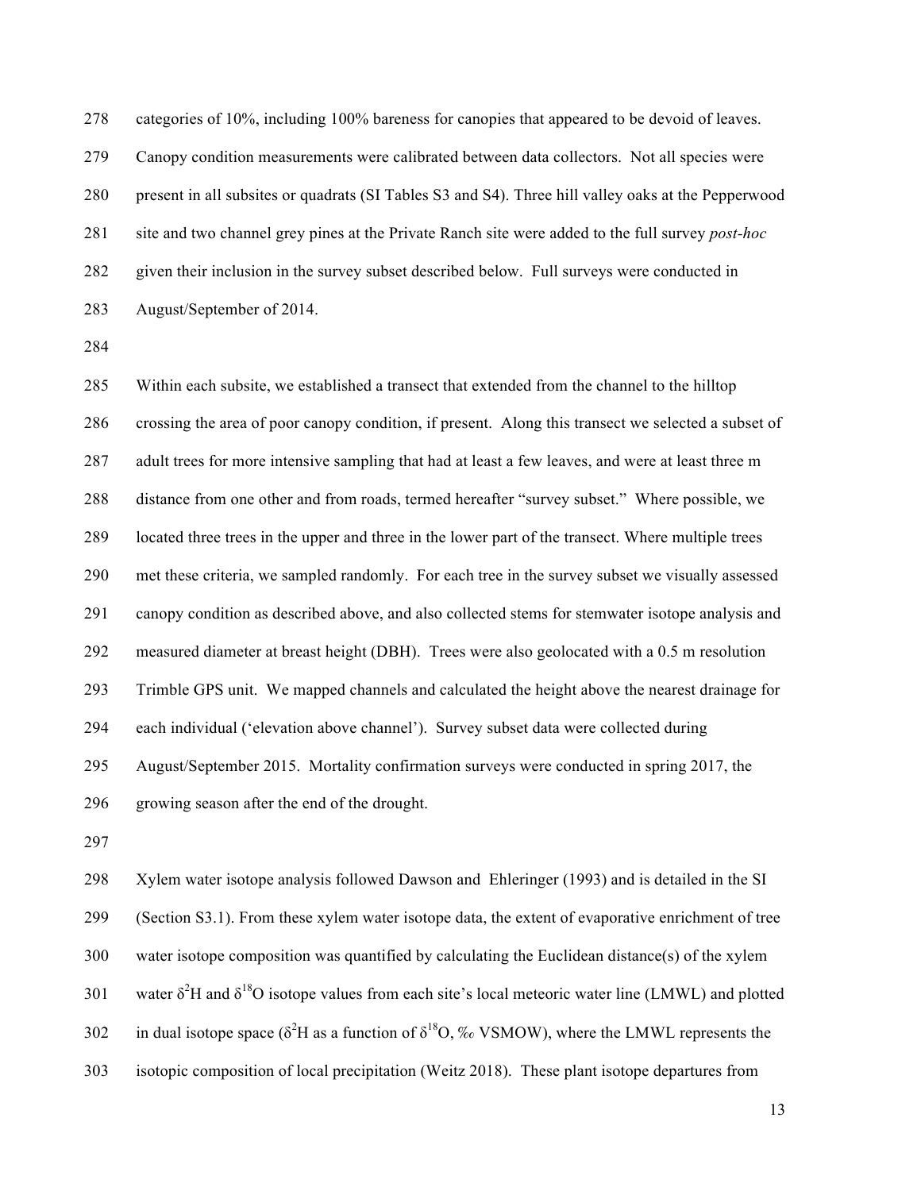categories of 10%, including 100% bareness for canopies that appeared to be devoid of leaves. Canopy condition measurements were calibrated between data collectors. Not all species were present in all subsites or quadrats (SI Tables S3 and S4). Three hill valley oaks at the Pepperwood site and two channel grey pines at the Private Ranch site were added to the full survey *post-hoc* given their inclusion in the survey subset described below. Full surveys were conducted in August/September of 2014.

Within each subsite, we established a transect that extended from the channel to the hilltop crossing the area of poor canopy condition, if present. Along this transect we selected a subset of adult trees for more intensive sampling that had at least a few leaves, and were at least three m distance from one other and from roads, termed hereafter "survey subset." Where possible, we located three trees in the upper and three in the lower part of the transect. Where multiple trees met these criteria, we sampled randomly. For each tree in the survey subset we visually assessed canopy condition as described above, and also collected stems for stemwater isotope analysis and measured diameter at breast height (DBH). Trees were also geolocated with a 0.5 m resolution Trimble GPS unit. We mapped channels and calculated the height above the nearest drainage for each individual ('elevation above channel'). Survey subset data were collected during August/September 2015. Mortality confirmation surveys were conducted in spring 2017, the growing season after the end of the drought.

Xylem water isotope analysis followed Dawson and Ehleringer (1993) and is detailed in the SI (Section S3.1). From these xylem water isotope data, the extent of evaporative enrichment of tree water isotope composition was quantified by calculating the Euclidean distance(s) of the xylem water $\delta^2$H and $\delta^{18}$O isotope values from each site's local meteoric water line (LMWL) and plotted in dual isotope space ($\delta^2$H as a function of $\delta^{18}$O, ‰ VSMOW), where the LMWL represents the isotopic composition of local precipitation (Weitz 2018). These plant isotope departures from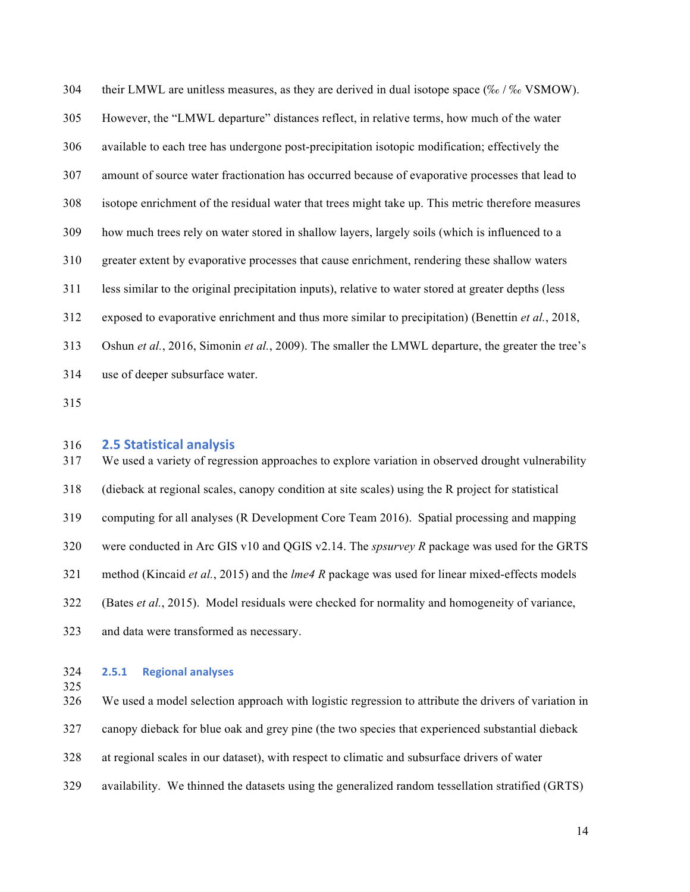their LMWL are unitless measures, as they are derived in dual isotope space (‰ / ‰ VSMOW). However, the "LMWL departure" distances reflect, in relative terms, how much of the water available to each tree has undergone post-precipitation isotopic modification; effectively the amount of source water fractionation has occurred because of evaporative processes that lead to isotope enrichment of the residual water that trees might take up. This metric therefore measures how much trees rely on water stored in shallow layers, largely soils (which is influenced to a greater extent by evaporative processes that cause enrichment, rendering these shallow waters less similar to the original precipitation inputs), relative to water stored at greater depths (less exposed to evaporative enrichment and thus more similar to precipitation) (Benettin *et al.*, 2018, Oshun *et al.*, 2016, Simonin *et al.*, 2009). The smaller the LMWL departure, the greater the tree's use of deeper subsurface water.

## 2.5 Statistical analysis

We used a variety of regression approaches to explore variation in observed drought vulnerability (dieback at regional scales, canopy condition at site scales) using the R project for statistical computing for all analyses (R Development Core Team 2016). Spatial processing and mapping were conducted in Arc GIS v10 and QGIS v2.14. The *spsurvey R* package was used for the GRTS method (Kincaid *et al.*, 2015) and the *lme4 R* package was used for linear mixed-effects models (Bates *et al.*, 2015). Model residuals were checked for normality and homogeneity of variance, and data were transformed as necessary.

### 2.5.1 Regional analyses

We used a model selection approach with logistic regression to attribute the drivers of variation in canopy dieback for blue oak and grey pine (the two species that experienced substantial dieback at regional scales in our dataset), with respect to climatic and subsurface drivers of water availability. We thinned the datasets using the generalized random tessellation stratified (GRTS)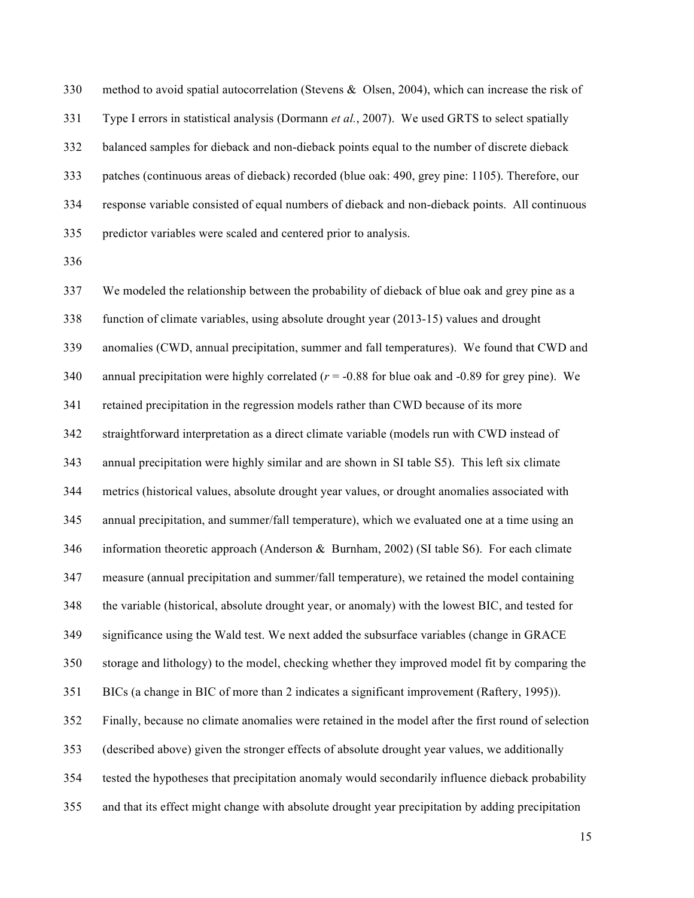method to avoid spatial autocorrelation (Stevens & Olsen, 2004), which can increase the risk of Type I errors in statistical analysis (Dormann *et al.*, 2007). We used GRTS to select spatially balanced samples for dieback and non-dieback points equal to the number of discrete dieback patches (continuous areas of dieback) recorded (blue oak: 490, grey pine: 1105). Therefore, our response variable consisted of equal numbers of dieback and non-dieback points. All continuous predictor variables were scaled and centered prior to analysis.

We modeled the relationship between the probability of dieback of blue oak and grey pine as a function of climate variables, using absolute drought year (2013-15) values and drought anomalies (CWD, annual precipitation, summer and fall temperatures). We found that CWD and annual precipitation were highly correlated ($r$ = -0.88 for blue oak and -0.89 for grey pine). We retained precipitation in the regression models rather than CWD because of its more straightforward interpretation as a direct climate variable (models run with CWD instead of annual precipitation were highly similar and are shown in SI table S5). This left six climate metrics (historical values, absolute drought year values, or drought anomalies associated with annual precipitation, and summer/fall temperature), which we evaluated one at a time using an information theoretic approach (Anderson & Burnham, 2002) (SI table S6). For each climate measure (annual precipitation and summer/fall temperature), we retained the model containing the variable (historical, absolute drought year, or anomaly) with the lowest BIC, and tested for significance using the Wald test. We next added the subsurface variables (change in GRACE storage and lithology) to the model, checking whether they improved model fit by comparing the BICs (a change in BIC of more than 2 indicates a significant improvement (Raftery, 1995)). Finally, because no climate anomalies were retained in the model after the first round of selection (described above) given the stronger effects of absolute drought year values, we additionally tested the hypotheses that precipitation anomaly would secondarily influence dieback probability and that its effect might change with absolute drought year precipitation by adding precipitation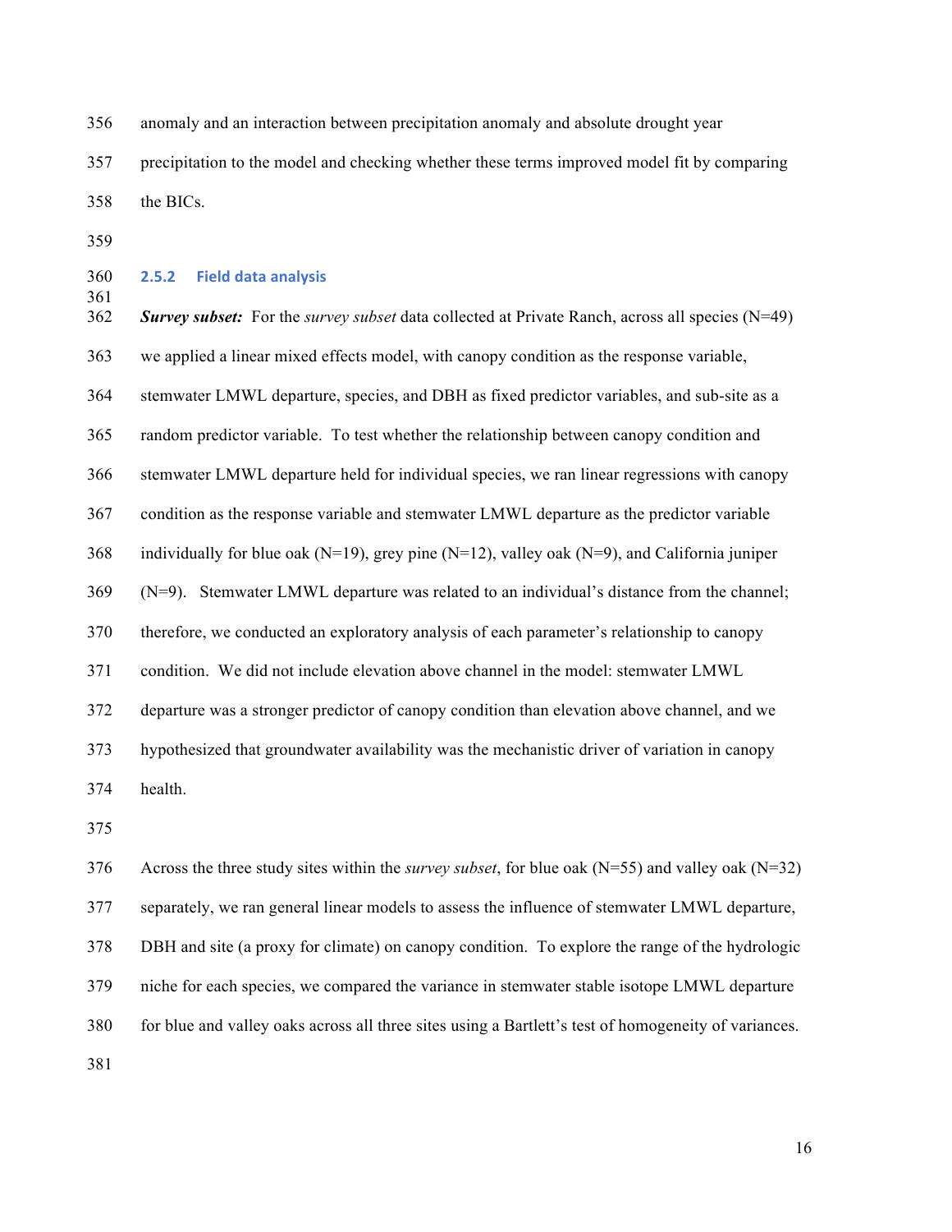anomaly and an interaction between precipitation anomaly and absolute drought year precipitation to the model and checking whether these terms improved model fit by comparing the BICs.

### 2.5.2 Field data analysis

***Survey subset:*** For the *survey subset* data collected at Private Ranch, across all species (N=49) we applied a linear mixed effects model, with canopy condition as the response variable, stemwater LMWL departure, species, and DBH as fixed predictor variables, and sub-site as a random predictor variable. To test whether the relationship between canopy condition and stemwater LMWL departure held for individual species, we ran linear regressions with canopy condition as the response variable and stemwater LMWL departure as the predictor variable individually for blue oak (N=19), grey pine (N=12), valley oak (N=9), and California juniper (N=9). Stemwater LMWL departure was related to an individual's distance from the channel; therefore, we conducted an exploratory analysis of each parameter's relationship to canopy condition. We did not include elevation above channel in the model: stemwater LMWL departure was a stronger predictor of canopy condition than elevation above channel, and we hypothesized that groundwater availability was the mechanistic driver of variation in canopy health.

Across the three study sites within the *survey subset*, for blue oak (N=55) and valley oak (N=32) separately, we ran general linear models to assess the influence of stemwater LMWL departure, DBH and site (a proxy for climate) on canopy condition. To explore the range of the hydrologic niche for each species, we compared the variance in stemwater stable isotope LMWL departure for blue and valley oaks across all three sites using a Bartlett's test of homogeneity of variances.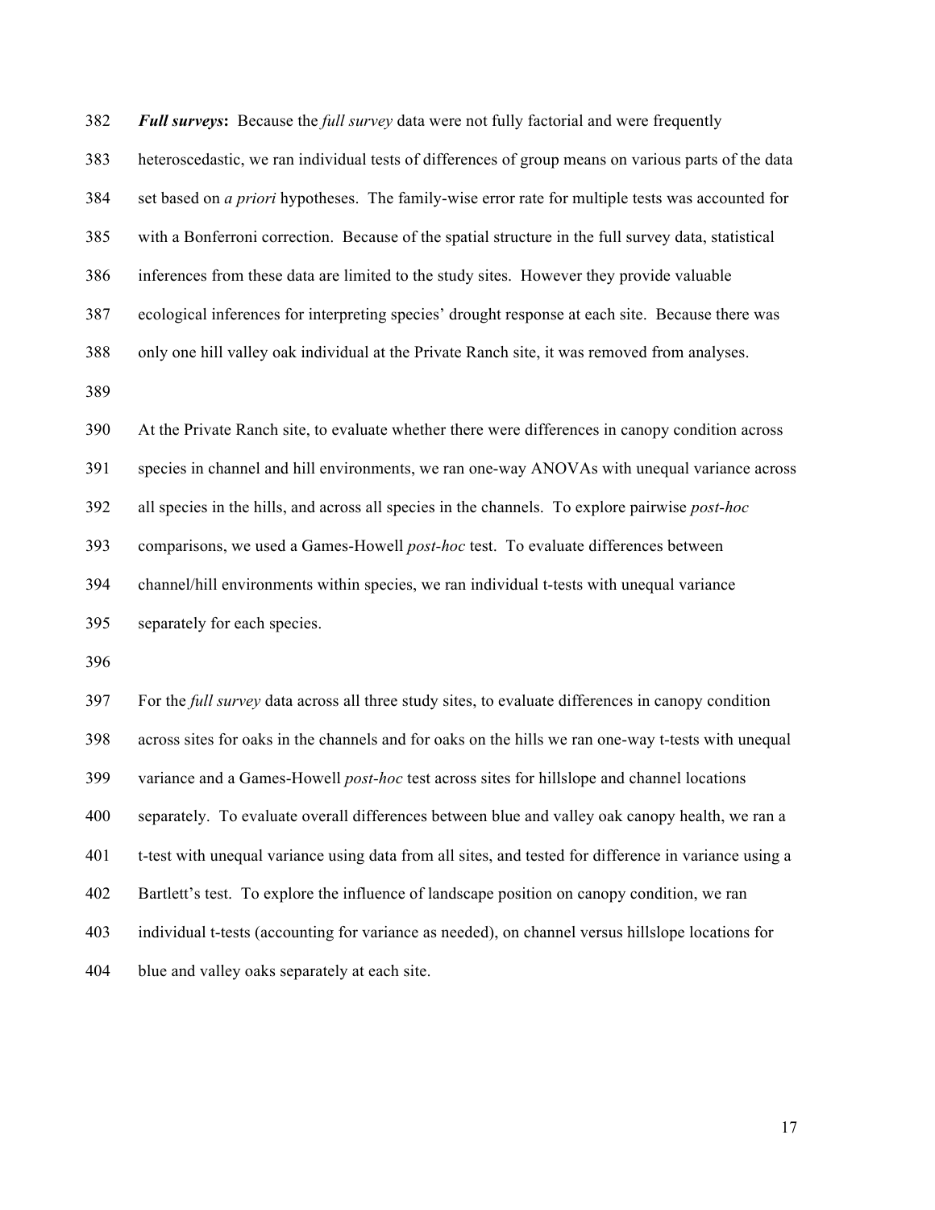***Full surveys*:** Because the *full survey* data were not fully factorial and were frequently heteroscedastic, we ran individual tests of differences of group means on various parts of the data set based on *a priori* hypotheses. The family-wise error rate for multiple tests was accounted for with a Bonferroni correction. Because of the spatial structure in the full survey data, statistical inferences from these data are limited to the study sites. However they provide valuable ecological inferences for interpreting species' drought response at each site. Because there was only one hill valley oak individual at the Private Ranch site, it was removed from analyses.

At the Private Ranch site, to evaluate whether there were differences in canopy condition across species in channel and hill environments, we ran one-way ANOVAs with unequal variance across all species in the hills, and across all species in the channels. To explore pairwise *post-hoc* comparisons, we used a Games-Howell *post-hoc* test. To evaluate differences between channel/hill environments within species, we ran individual t-tests with unequal variance separately for each species.

For the *full survey* data across all three study sites, to evaluate differences in canopy condition across sites for oaks in the channels and for oaks on the hills we ran one-way t-tests with unequal variance and a Games-Howell *post-hoc* test across sites for hillslope and channel locations separately. To evaluate overall differences between blue and valley oak canopy health, we ran a t-test with unequal variance using data from all sites, and tested for difference in variance using a Bartlett's test. To explore the influence of landscape position on canopy condition, we ran individual t-tests (accounting for variance as needed), on channel versus hillslope locations for blue and valley oaks separately at each site.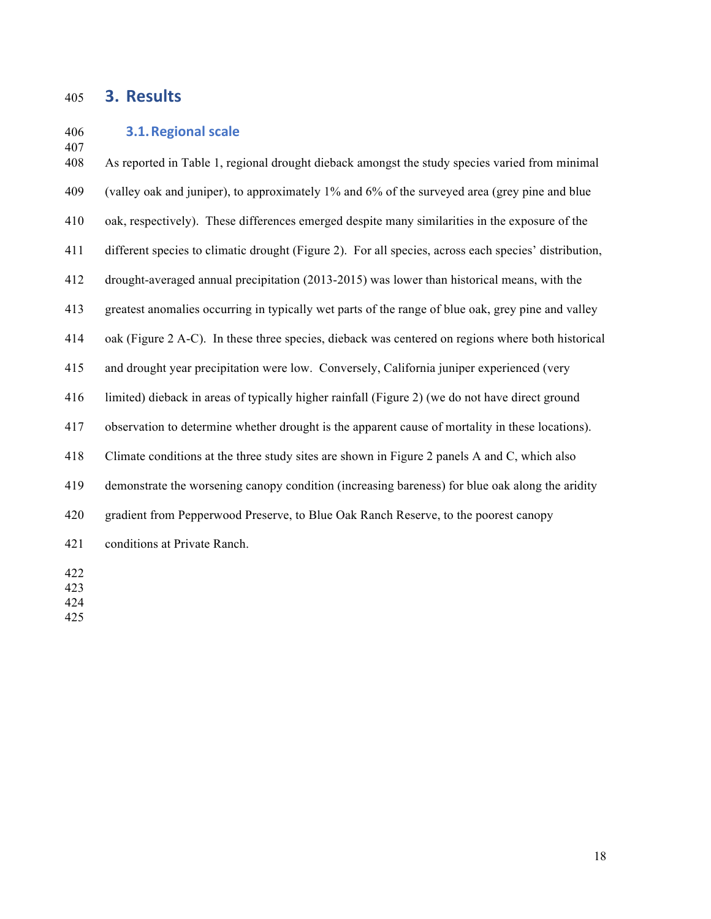# 3. Results

## 3.1. Regional scale

As reported in Table 1, regional drought dieback amongst the study species varied from minimal (valley oak and juniper), to approximately 1% and 6% of the surveyed area (grey pine and blue oak, respectively). These differences emerged despite many similarities in the exposure of the different species to climatic drought (Figure 2). For all species, across each species' distribution, drought-averaged annual precipitation (2013-2015) was lower than historical means, with the greatest anomalies occurring in typically wet parts of the range of blue oak, grey pine and valley oak (Figure 2 A-C). In these three species, dieback was centered on regions where both historical and drought year precipitation were low. Conversely, California juniper experienced (very limited) dieback in areas of typically higher rainfall (Figure 2) (we do not have direct ground observation to determine whether drought is the apparent cause of mortality in these locations). Climate conditions at the three study sites are shown in Figure 2 panels A and C, which also demonstrate the worsening canopy condition (increasing bareness) for blue oak along the aridity gradient from Pepperwood Preserve, to Blue Oak Ranch Reserve, to the poorest canopy conditions at Private Ranch.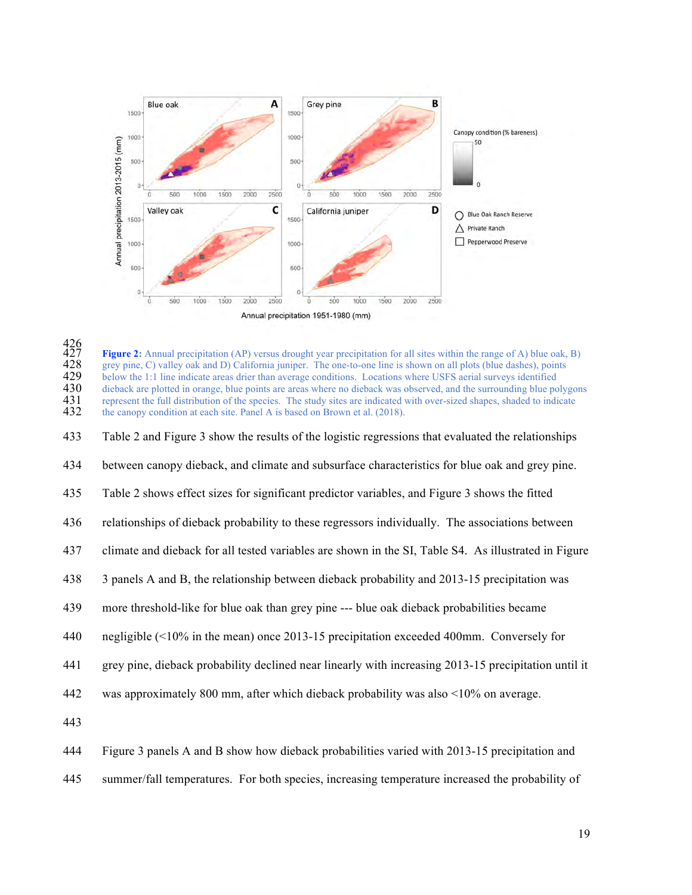**Figure 2:** Annual precipitation (AP) versus drought year precipitation for all sites within the range of A) blue oak, B) grey pine, C) valley oak and D) California juniper. The one-to-one line is shown on all plots (blue dashes), points below the 1:1 line indicate areas drier than average conditions. Locations where USFS aerial surveys identified dieback are plotted in orange, blue points are areas where no dieback was observed, and the surrounding blue polygons represent the full distribution of the species. The study sites are indicated with over-sized shapes, shaded to indicate the canopy condition at each site. Panel A is based on Brown et al. (2018).

Table 2 and Figure 3 show the results of the logistic regressions that evaluated the relationships between canopy dieback, and climate and subsurface characteristics for blue oak and grey pine. Table 2 shows effect sizes for significant predictor variables, and Figure 3 shows the fitted relationships of dieback probability to these regressors individually. The associations between climate and dieback for all tested variables are shown in the SI, Table S4. As illustrated in Figure 3 panels A and B, the relationship between dieback probability and 2013-15 precipitation was more threshold-like for blue oak than grey pine --- blue oak dieback probabilities became negligible (<10% in the mean) once 2013-15 precipitation exceeded 400mm. Conversely for grey pine, dieback probability declined near linearly with increasing 2013-15 precipitation until it was approximately 800 mm, after which dieback probability was also <10% on average.

Figure 3 panels A and B show how dieback probabilities varied with 2013-15 precipitation and summer/fall temperatures. For both species, increasing temperature increased the probability of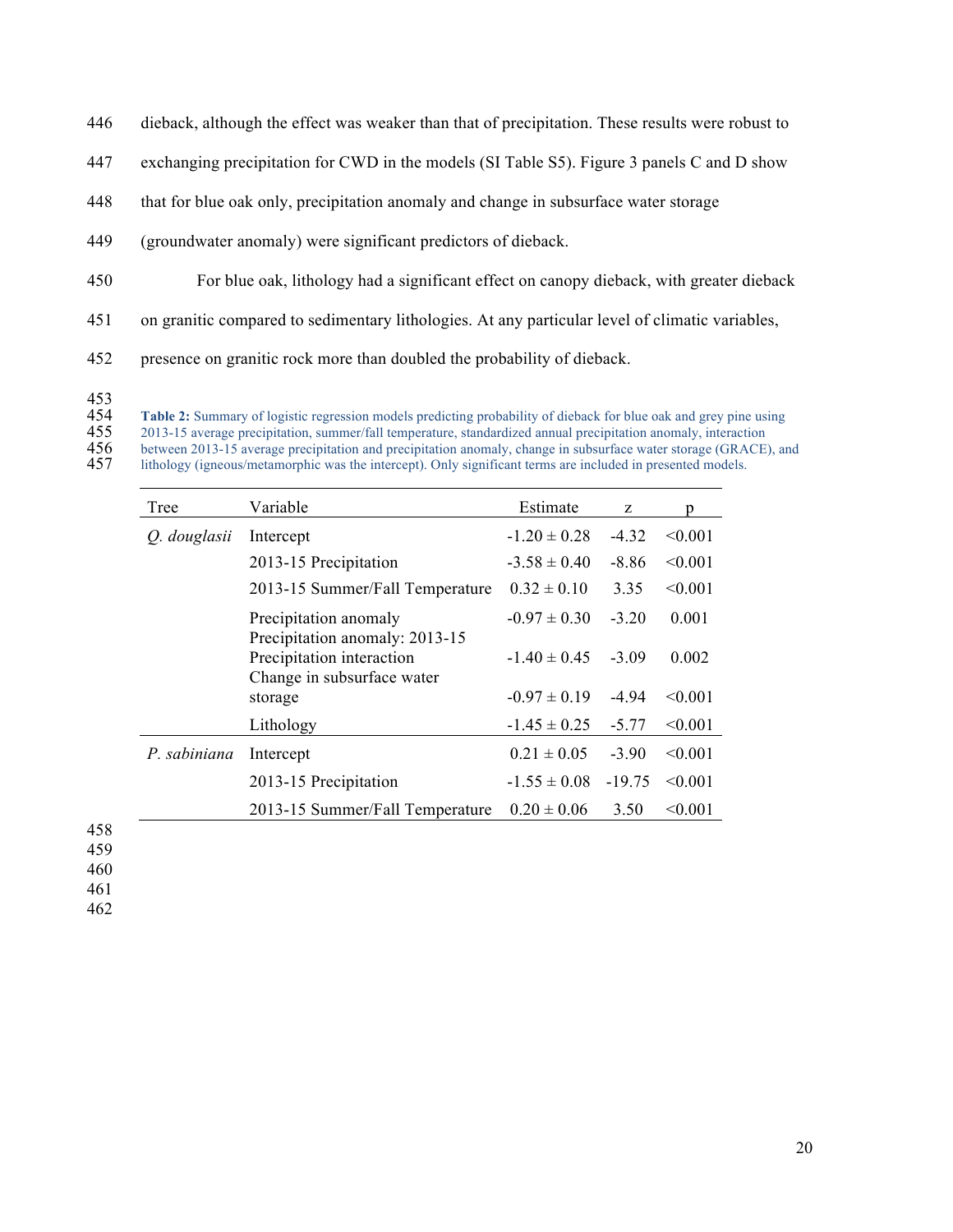dieback, although the effect was weaker than that of precipitation. These results were robust to exchanging precipitation for CWD in the models (SI Table S5). Figure 3 panels C and D show that for blue oak only, precipitation anomaly and change in subsurface water storage (groundwater anomaly) were significant predictors of dieback.

For blue oak, lithology had a significant effect on canopy dieback, with greater dieback on granitic compared to sedimentary lithologies. At any particular level of climatic variables, presence on granitic rock more than doubled the probability of dieback.

**Table 2:** Summary of logistic regression models predicting probability of dieback for blue oak and grey pine using 2013-15 average precipitation, summer/fall temperature, standardized annual precipitation anomaly, interaction between 2013-15 average precipitation and precipitation anomaly, change in subsurface water storage (GRACE), and lithology (igneous/metamorphic was the intercept). Only significant terms are included in presented models.

| Tree | Variable | Estimate | z | p |
|---|---|---|---|---|
| *Q. douglasii* | Intercept | -1.20 ± 0.28 | -4.32 | <0.001 |
| | 2013-15 Precipitation | -3.58 ± 0.40 | -8.86 | <0.001 |
| | 2013-15 Summer/Fall Temperature | 0.32 ± 0.10 | 3.35 | <0.001 |
| | Precipitation anomaly | -0.97 ± 0.30 | -3.20 | 0.001 |
| | Precipitation anomaly: 2013-15 Precipitation interaction | -1.40 ± 0.45 | -3.09 | 0.002 |
| | Change in subsurface water storage | -0.97 ± 0.19 | -4.94 | <0.001 |
| | Lithology | -1.45 ± 0.25 | -5.77 | <0.001 |
| *P. sabiniana* | Intercept | 0.21 ± 0.05 | -3.90 | <0.001 |
| | 2013-15 Precipitation | -1.55 ± 0.08 | -19.75 | <0.001 |
| | 2013-15 Summer/Fall Temperature | 0.20 ± 0.06 | 3.50 | <0.001 |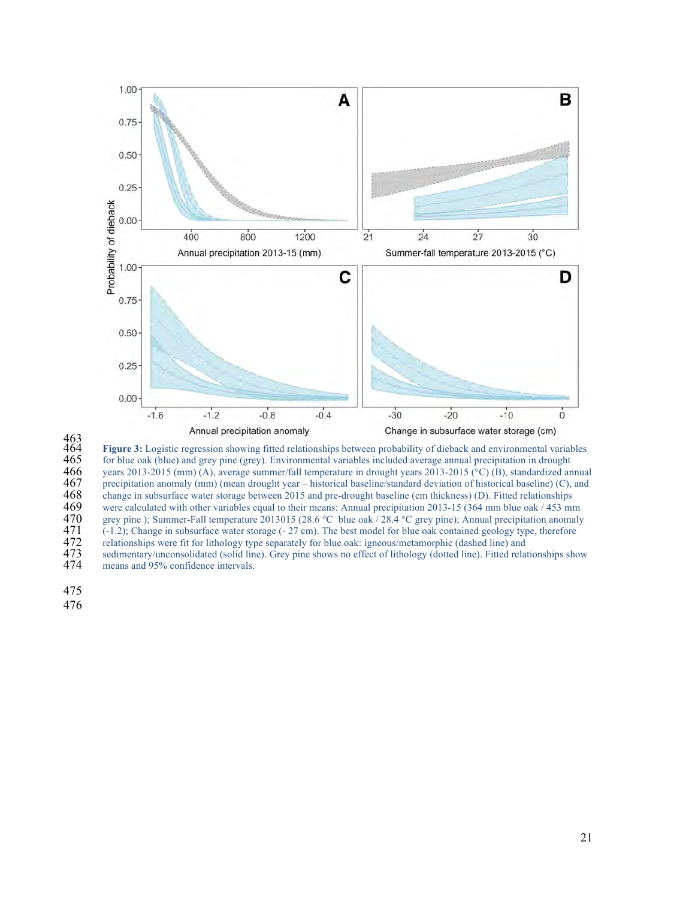**Figure 3:** Logistic regression showing fitted relationships between probability of dieback and environmental variables for blue oak (blue) and grey pine (grey). Environmental variables included average annual precipitation in drought years 2013-2015 (mm) (A), average summer/fall temperature in drought years 2013-2015 (°C) (B), standardized annual precipitation anomaly (mm) (mean drought year – historical baseline/standard deviation of historical baseline) (C), and change in subsurface water storage between 2015 and pre-drought baseline (cm thickness) (D). Fitted relationships were calculated with other variables equal to their means: Annual precipitation 2013-15 (364 mm blue oak / 453 mm grey pine ); Summer-Fall temperature 2013015 (28.6 °C blue oak / 28.4 °C grey pine); Annual precipitation anomaly (-1.2); Change in subsurface water storage (- 27 cm). The best model for blue oak contained geology type, therefore relationships were fit for lithology type separately for blue oak: igneous/metamorphic (dashed line) and sedimentary/unconsolidated (solid line). Grey pine shows no effect of lithology (dotted line). Fitted relationships show means and 95% confidence intervals.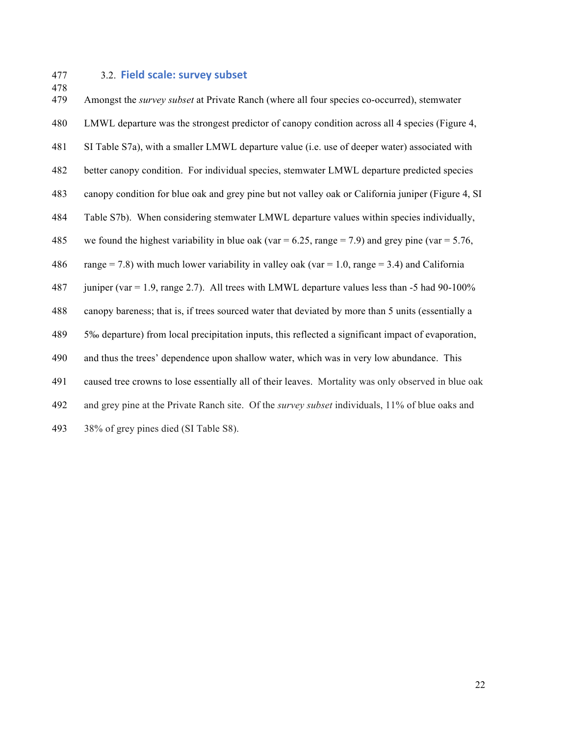### 3.2. Field scale: survey subset

Amongst the *survey subset* at Private Ranch (where all four species co-occurred), stemwater LMWL departure was the strongest predictor of canopy condition across all 4 species (Figure 4, SI Table S7a), with a smaller LMWL departure value (i.e. use of deeper water) associated with better canopy condition. For individual species, stemwater LMWL departure predicted species canopy condition for blue oak and grey pine but not valley oak or California juniper (Figure 4, SI Table S7b). When considering stemwater LMWL departure values within species individually, we found the highest variability in blue oak (var = 6.25, range = 7.9) and grey pine (var = 5.76, range = 7.8) with much lower variability in valley oak (var = 1.0, range = 3.4) and California juniper (var = 1.9, range 2.7). All trees with LMWL departure values less than -5 had 90-100% canopy bareness; that is, if trees sourced water that deviated by more than 5 units (essentially a 5‰ departure) from local precipitation inputs, this reflected a significant impact of evaporation, and thus the trees' dependence upon shallow water, which was in very low abundance. This caused tree crowns to lose essentially all of their leaves. Mortality was only observed in blue oak and grey pine at the Private Ranch site. Of the *survey subset* individuals, 11% of blue oaks and 38% of grey pines died (SI Table S8).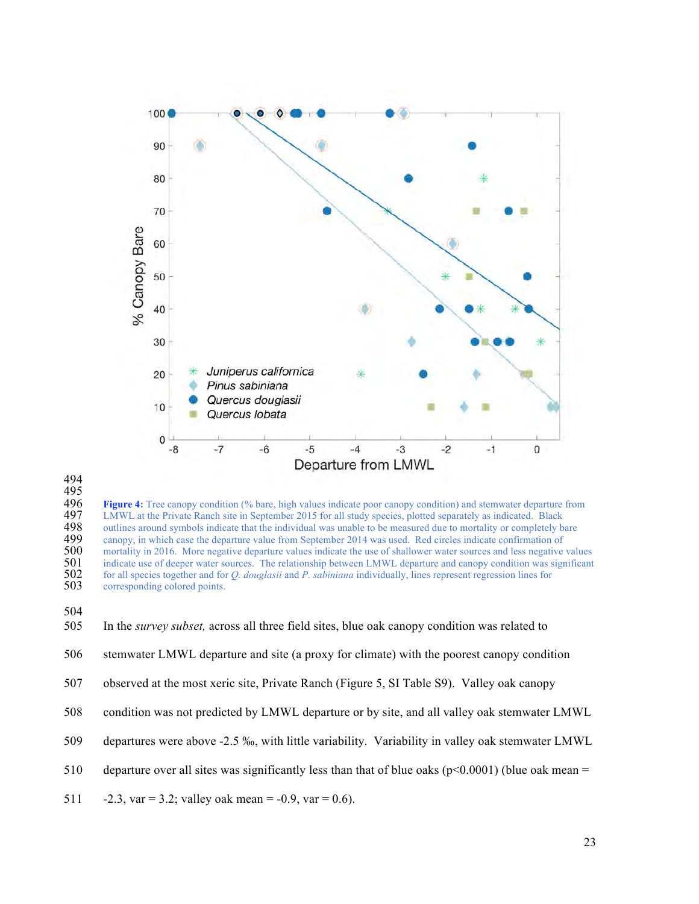**Figure 4:** Tree canopy condition (% bare, high values indicate poor canopy condition) and stemwater departure from LMWL at the Private Ranch site in September 2015 for all study species, plotted separately as indicated. Black outlines around symbols indicate that the individual was unable to be measured due to mortality or completely bare canopy, in which case the departure value from September 2014 was used. Red circles indicate confirmation of mortality in 2016. More negative departure values indicate the use of shallower water sources and less negative values indicate use of deeper water sources. The relationship between LMWL departure and canopy condition was significant for all species together and for *Q. douglasii* and *P. sabiniana* individually, lines represent regression lines for corresponding colored points.

In the *survey subset,* across all three field sites, blue oak canopy condition was related to stemwater LMWL departure and site (a proxy for climate) with the poorest canopy condition observed at the most xeric site, Private Ranch (Figure 5, SI Table S9). Valley oak canopy condition was not predicted by LMWL departure or by site, and all valley oak stemwater LMWL departures were above -2.5 ‰, with little variability. Variability in valley oak stemwater LMWL departure over all sites was significantly less than that of blue oaks ($p<0.0001$) (blue oak mean = -2.3, var = 3.2; valley oak mean = -0.9, var = 0.6).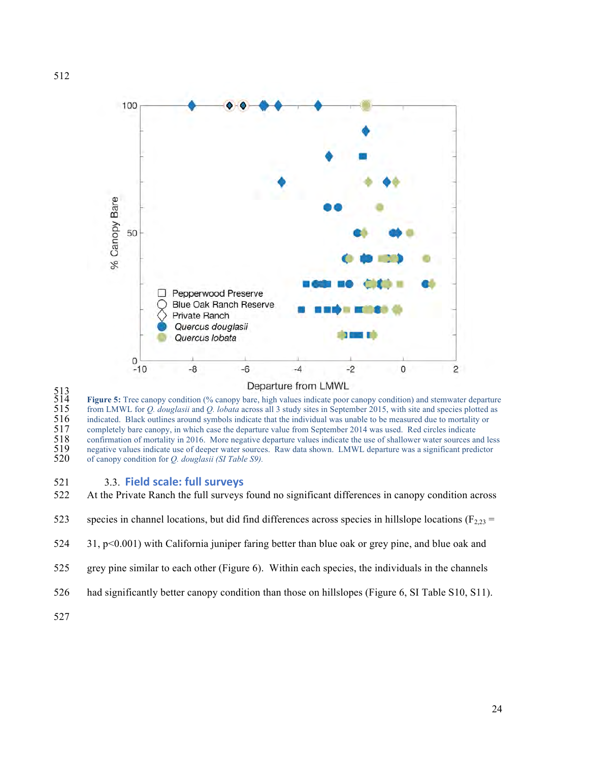Figure 5: Tree canopy condition (% canopy bare, high values indicate poor canopy condition) and stemwater departure from LMWL for *Q. douglasii* and *Q. lobata* across all 3 study sites in September 2015, with site and species plotted as indicated. Black outlines around symbols indicate that the individual was unable to be measured due to mortality or completely bare canopy, in which case the departure value from September 2014 was used. Red circles indicate confirmation of mortality in 2016. More negative departure values indicate the use of shallower water sources and less negative values indicate use of deeper water sources. Raw data shown. LMWL departure was a significant predictor of canopy condition for *Q. douglasii (SI Table S9).*

### 3.3. Field scale: full surveys

At the Private Ranch the full surveys found no significant differences in canopy condition across species in channel locations, but did find differences across species in hillslope locations ($F_{2,23}$ = 31, $p<0.001$) with California juniper faring better than blue oak or grey pine, and blue oak and grey pine similar to each other (Figure 6). Within each species, the individuals in the channels had significantly better canopy condition than those on hillslopes (Figure 6, SI Table S10, S11).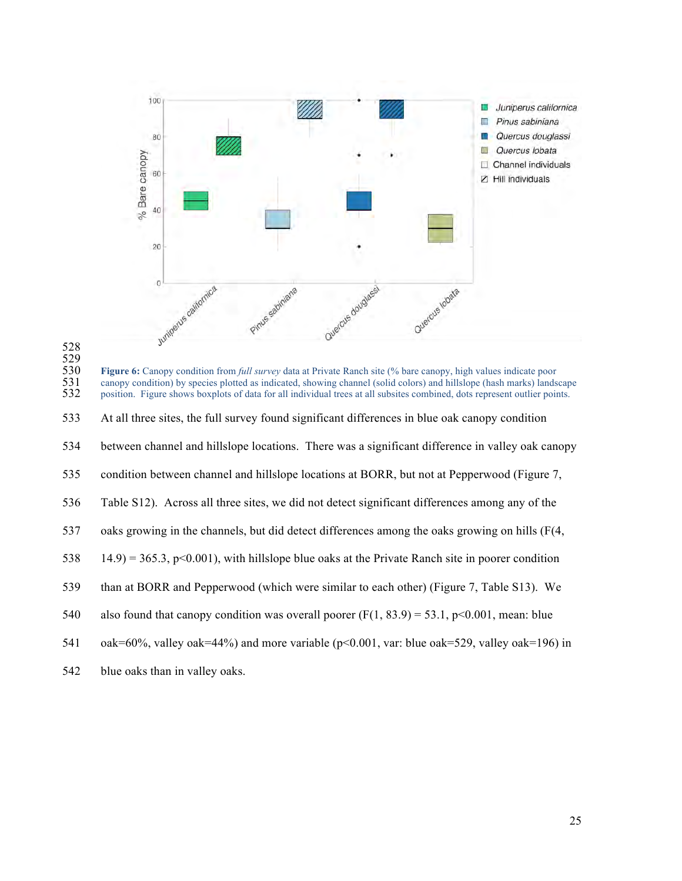Figure 6: Canopy condition from *full survey* data at Private Ranch site (% bare canopy, high values indicate poor canopy condition) by species plotted as indicated, showing channel (solid colors) and hillslope (hash marks) landscape position. Figure shows boxplots of data for all individual trees at all subsites combined, dots represent outlier points.

At all three sites, the full survey found significant differences in blue oak canopy condition between channel and hillslope locations. There was a significant difference in valley oak canopy condition between channel and hillslope locations at BORR, but not at Pepperwood (Figure 7, Table S12). Across all three sites, we did not detect significant differences among any of the oaks growing in the channels, but did detect differences among the oaks growing on hills ($F(4, 14.9) = 365.3$, $p<0.001$), with hillslope blue oaks at the Private Ranch site in poorer condition than at BORR and Pepperwood (which were similar to each other) (Figure 7, Table S13). We also found that canopy condition was overall poorer ($F(1, 83.9) = 53.1$, $p<0.001$, mean: blue oak=60%, valley oak=44%) and more variable ($p<0.001$, var: blue oak=529, valley oak=196) in blue oaks than in valley oaks.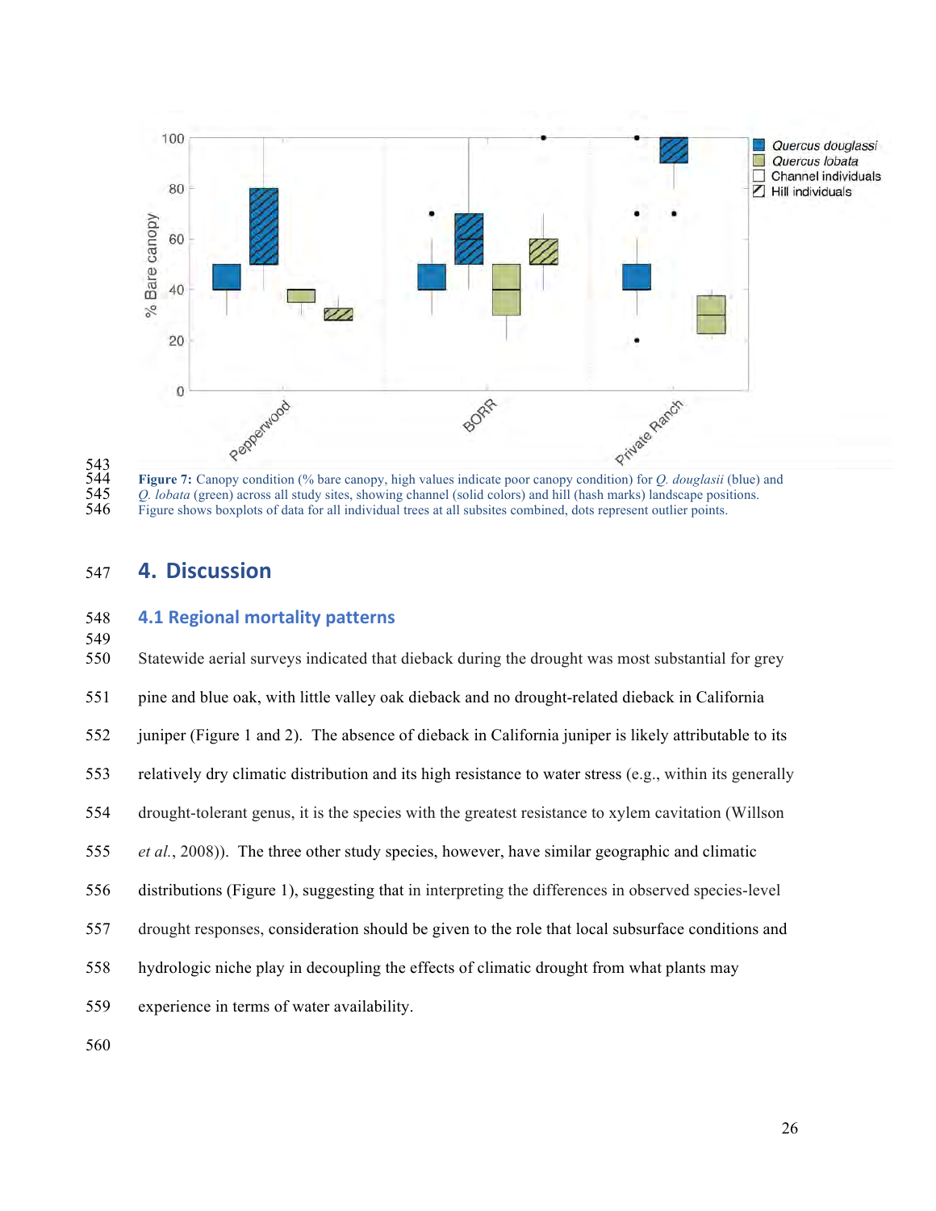**Figure 7:** Canopy condition (% bare canopy, high values indicate poor canopy condition) for *Q. douglasii* (blue) and *Q. lobata* (green) across all study sites, showing channel (solid colors) and hill (hash marks) landscape positions. Figure shows boxplots of data for all individual trees at all subsites combined, dots represent outlier points.

## 4. Discussion

### 4.1 Regional mortality patterns

Statewide aerial surveys indicated that dieback during the drought was most substantial for grey pine and blue oak, with little valley oak dieback and no drought-related dieback in California juniper (Figure 1 and 2). The absence of dieback in California juniper is likely attributable to its relatively dry climatic distribution and its high resistance to water stress (e.g., within its generally drought-tolerant genus, it is the species with the greatest resistance to xylem cavitation (Willson *et al.*, 2008)). The three other study species, however, have similar geographic and climatic distributions (Figure 1), suggesting that in interpreting the differences in observed species-level drought responses, consideration should be given to the role that local subsurface conditions and hydrologic niche play in decoupling the effects of climatic drought from what plants may experience in terms of water availability.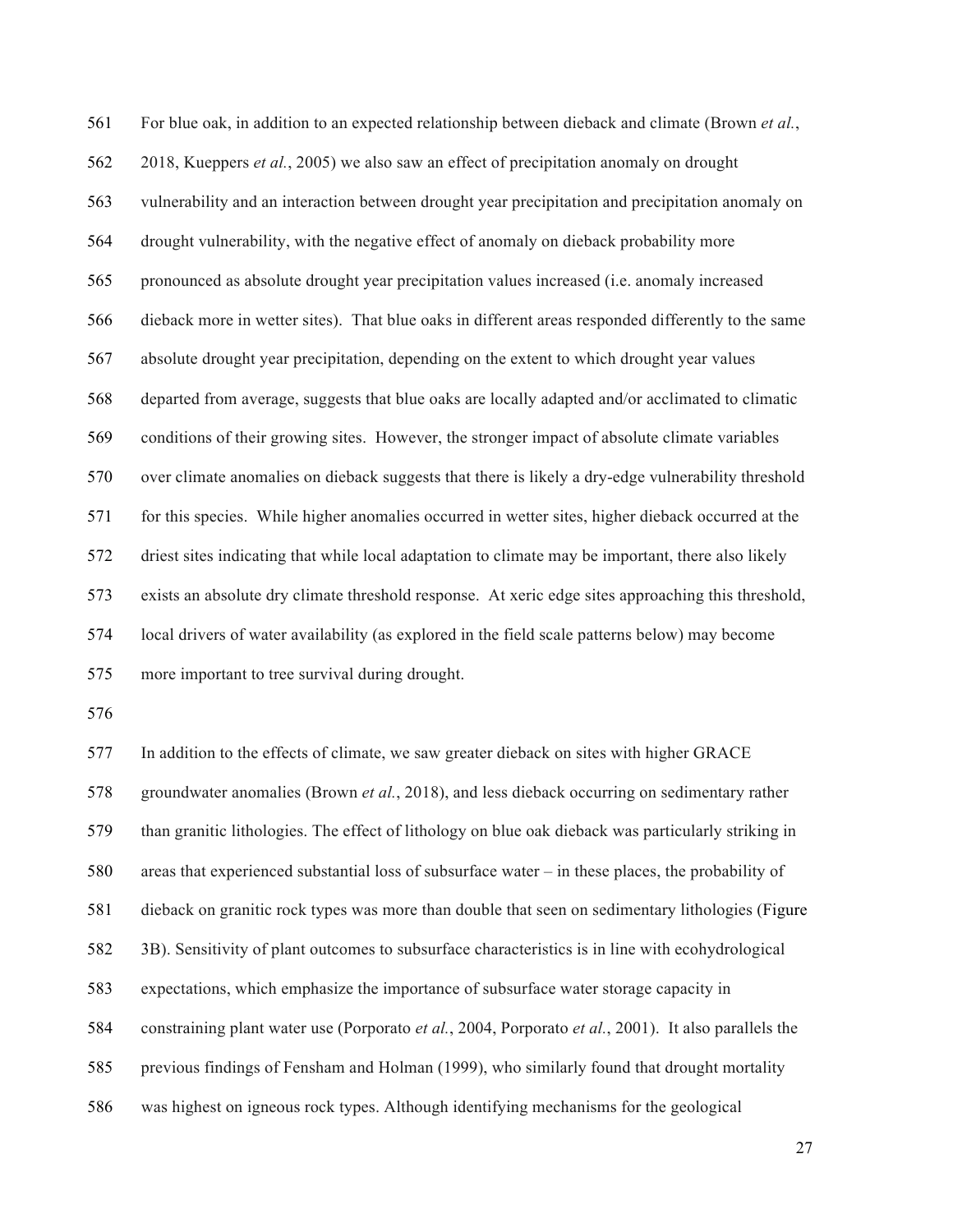For blue oak, in addition to an expected relationship between dieback and climate (Brown *et al.*, 2018, Kueppers *et al.*, 2005) we also saw an effect of precipitation anomaly on drought vulnerability and an interaction between drought year precipitation and precipitation anomaly on drought vulnerability, with the negative effect of anomaly on dieback probability more pronounced as absolute drought year precipitation values increased (i.e. anomaly increased dieback more in wetter sites). That blue oaks in different areas responded differently to the same absolute drought year precipitation, depending on the extent to which drought year values departed from average, suggests that blue oaks are locally adapted and/or acclimated to climatic conditions of their growing sites. However, the stronger impact of absolute climate variables over climate anomalies on dieback suggests that there is likely a dry-edge vulnerability threshold for this species. While higher anomalies occurred in wetter sites, higher dieback occurred at the driest sites indicating that while local adaptation to climate may be important, there also likely exists an absolute dry climate threshold response. At xeric edge sites approaching this threshold, local drivers of water availability (as explored in the field scale patterns below) may become more important to tree survival during drought.

In addition to the effects of climate, we saw greater dieback on sites with higher GRACE groundwater anomalies (Brown *et al.*, 2018), and less dieback occurring on sedimentary rather than granitic lithologies. The effect of lithology on blue oak dieback was particularly striking in areas that experienced substantial loss of subsurface water – in these places, the probability of dieback on granitic rock types was more than double that seen on sedimentary lithologies (Figure 3B). Sensitivity of plant outcomes to subsurface characteristics is in line with ecohydrological expectations, which emphasize the importance of subsurface water storage capacity in constraining plant water use (Porporato *et al.*, 2004, Porporato *et al.*, 2001). It also parallels the previous findings of Fensham and Holman (1999), who similarly found that drought mortality was highest on igneous rock types. Although identifying mechanisms for the geological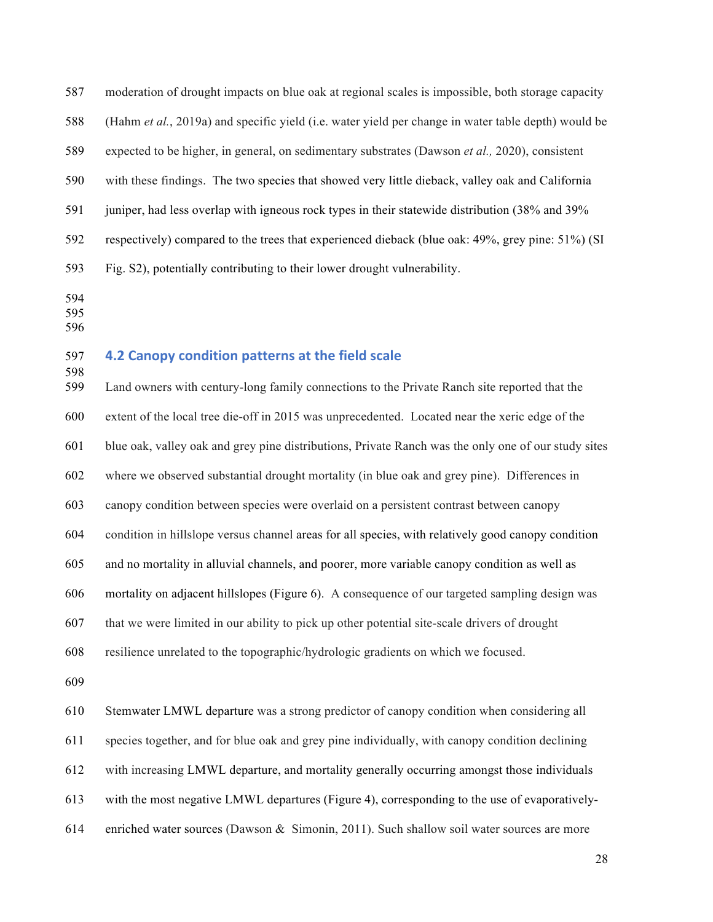moderation of drought impacts on blue oak at regional scales is impossible, both storage capacity (Hahm *et al.*, 2019a) and specific yield (i.e. water yield per change in water table depth) would be expected to be higher, in general, on sedimentary substrates (Dawson *et al.,* 2020), consistent with these findings. The two species that showed very little dieback, valley oak and California juniper, had less overlap with igneous rock types in their statewide distribution (38% and 39% respectively) compared to the trees that experienced dieback (blue oak: 49%, grey pine: 51%) (SI Fig. S2), potentially contributing to their lower drought vulnerability.

## 4.2 Canopy condition patterns at the field scale

Land owners with century-long family connections to the Private Ranch site reported that the extent of the local tree die-off in 2015 was unprecedented. Located near the xeric edge of the blue oak, valley oak and grey pine distributions, Private Ranch was the only one of our study sites where we observed substantial drought mortality (in blue oak and grey pine). Differences in canopy condition between species were overlaid on a persistent contrast between canopy condition in hillslope versus channel areas for all species, with relatively good canopy condition and no mortality in alluvial channels, and poorer, more variable canopy condition as well as mortality on adjacent hillslopes (Figure 6). A consequence of our targeted sampling design was that we were limited in our ability to pick up other potential site-scale drivers of drought resilience unrelated to the topographic/hydrologic gradients on which we focused.

Stemwater LMWL departure was a strong predictor of canopy condition when considering all species together, and for blue oak and grey pine individually, with canopy condition declining with increasing LMWL departure, and mortality generally occurring amongst those individuals with the most negative LMWL departures (Figure 4), corresponding to the use of evaporatively-enriched water sources (Dawson & Simonin, 2011). Such shallow soil water sources are more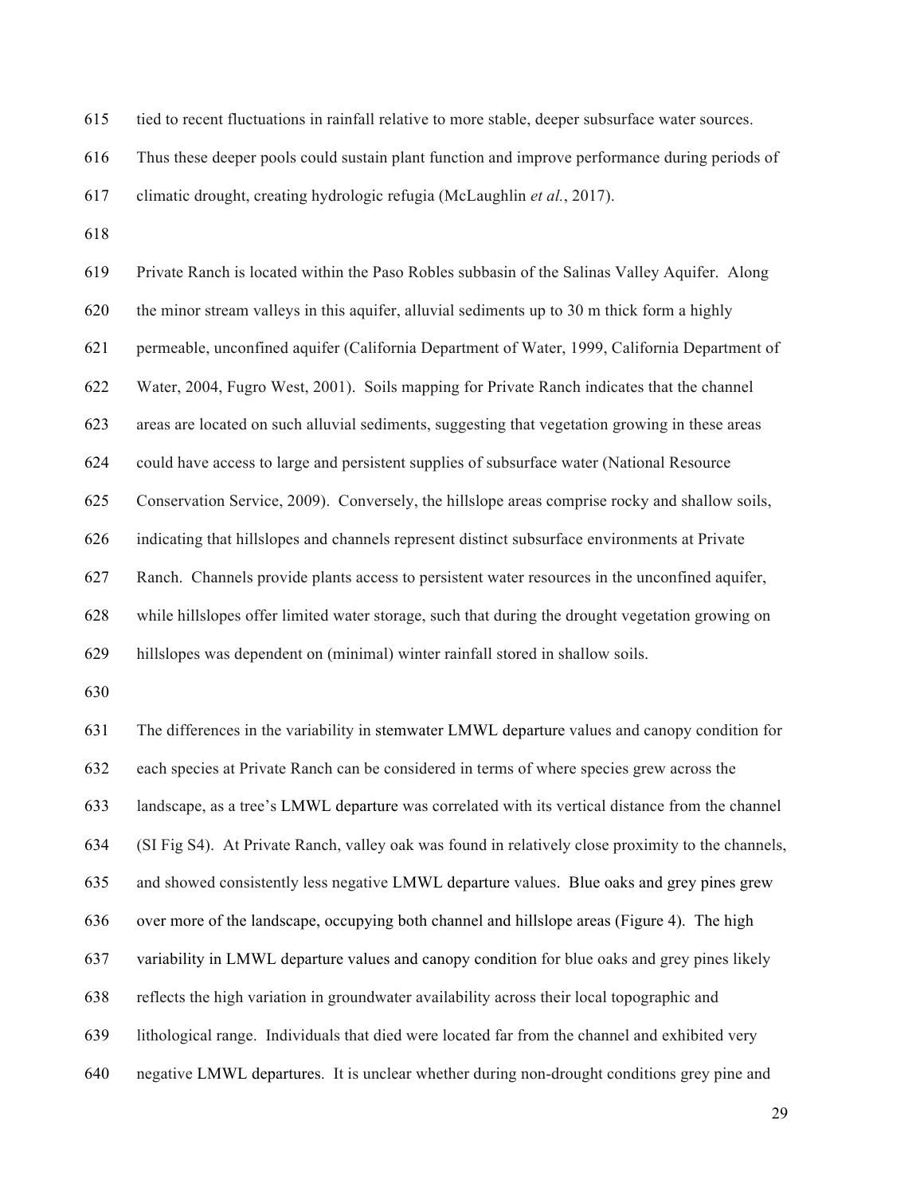tied to recent fluctuations in rainfall relative to more stable, deeper subsurface water sources. Thus these deeper pools could sustain plant function and improve performance during periods of climatic drought, creating hydrologic refugia (McLaughlin *et al.*, 2017).

Private Ranch is located within the Paso Robles subbasin of the Salinas Valley Aquifer. Along the minor stream valleys in this aquifer, alluvial sediments up to 30 m thick form a highly permeable, unconfined aquifer (California Department of Water, 1999, California Department of Water, 2004, Fugro West, 2001). Soils mapping for Private Ranch indicates that the channel areas are located on such alluvial sediments, suggesting that vegetation growing in these areas could have access to large and persistent supplies of subsurface water (National Resource Conservation Service, 2009). Conversely, the hillslope areas comprise rocky and shallow soils, indicating that hillslopes and channels represent distinct subsurface environments at Private Ranch. Channels provide plants access to persistent water resources in the unconfined aquifer, while hillslopes offer limited water storage, such that during the drought vegetation growing on hillslopes was dependent on (minimal) winter rainfall stored in shallow soils.

The differences in the variability in stemwater LMWL departure values and canopy condition for each species at Private Ranch can be considered in terms of where species grew across the landscape, as a tree's LMWL departure was correlated with its vertical distance from the channel (SI Fig S4). At Private Ranch, valley oak was found in relatively close proximity to the channels, and showed consistently less negative LMWL departure values. Blue oaks and grey pines grew over more of the landscape, occupying both channel and hillslope areas (Figure 4). The high variability in LMWL departure values and canopy condition for blue oaks and grey pines likely reflects the high variation in groundwater availability across their local topographic and lithological range. Individuals that died were located far from the channel and exhibited very negative LMWL departures. It is unclear whether during non-drought conditions grey pine and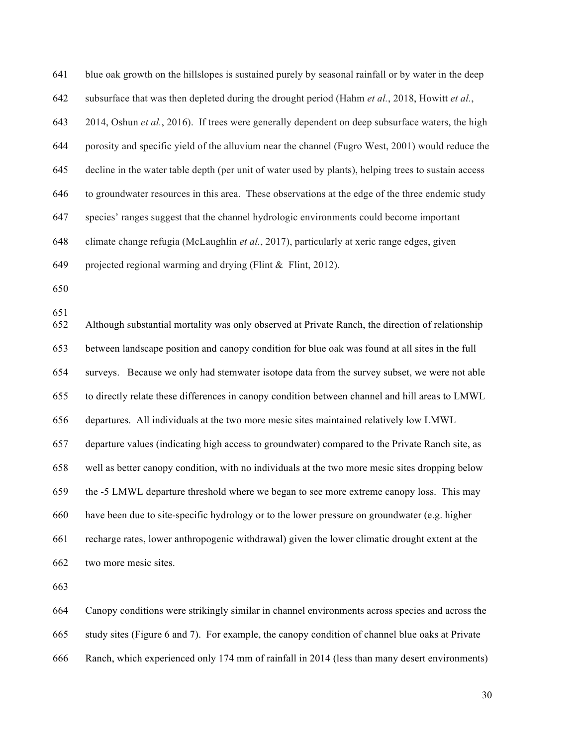blue oak growth on the hillslopes is sustained purely by seasonal rainfall or by water in the deep subsurface that was then depleted during the drought period (Hahm *et al.*, 2018, Howitt *et al.*, 2014, Oshun *et al.*, 2016). If trees were generally dependent on deep subsurface waters, the high porosity and specific yield of the alluvium near the channel (Fugro West, 2001) would reduce the decline in the water table depth (per unit of water used by plants), helping trees to sustain access to groundwater resources in this area. These observations at the edge of the three endemic study species' ranges suggest that the channel hydrologic environments could become important climate change refugia (McLaughlin *et al.*, 2017), particularly at xeric range edges, given projected regional warming and drying (Flint & Flint, 2012).

Although substantial mortality was only observed at Private Ranch, the direction of relationship between landscape position and canopy condition for blue oak was found at all sites in the full surveys. Because we only had stemwater isotope data from the survey subset, we were not able to directly relate these differences in canopy condition between channel and hill areas to LMWL departures. All individuals at the two more mesic sites maintained relatively low LMWL departure values (indicating high access to groundwater) compared to the Private Ranch site, as well as better canopy condition, with no individuals at the two more mesic sites dropping below the -5 LMWL departure threshold where we began to see more extreme canopy loss. This may have been due to site-specific hydrology or to the lower pressure on groundwater (e.g. higher recharge rates, lower anthropogenic withdrawal) given the lower climatic drought extent at the two more mesic sites.

Canopy conditions were strikingly similar in channel environments across species and across the study sites (Figure 6 and 7). For example, the canopy condition of channel blue oaks at Private Ranch, which experienced only 174 mm of rainfall in 2014 (less than many desert environments)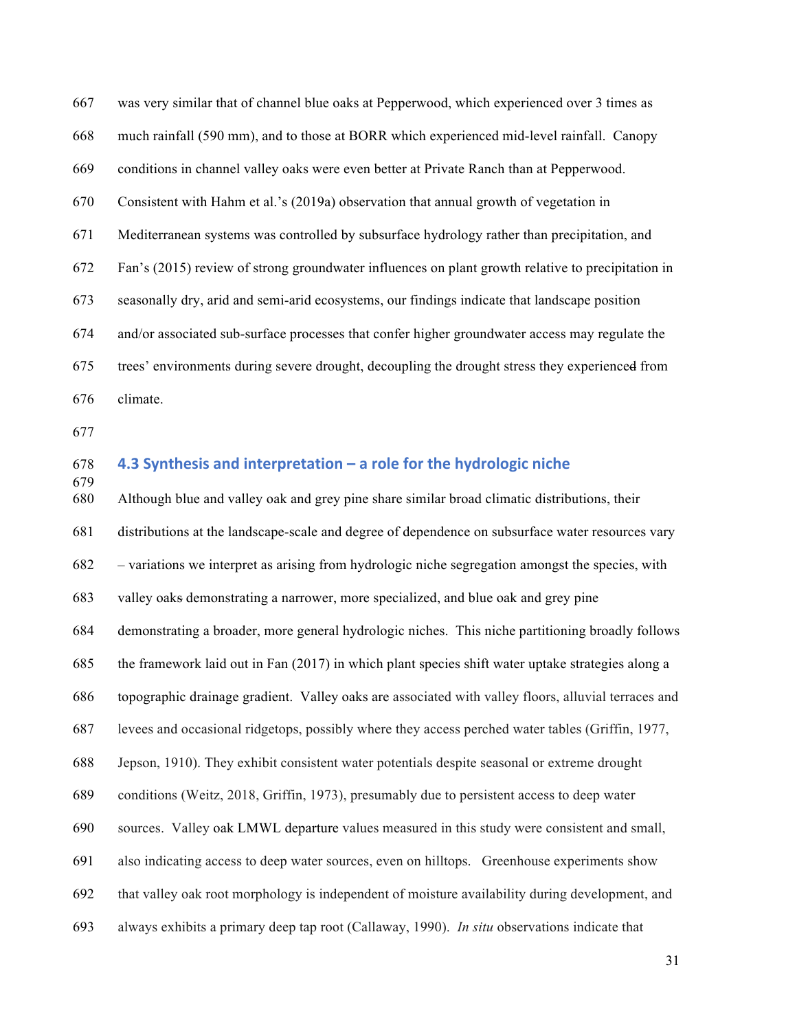was very similar that of channel blue oaks at Pepperwood, which experienced over 3 times as much rainfall (590 mm), and to those at BORR which experienced mid-level rainfall. Canopy conditions in channel valley oaks were even better at Private Ranch than at Pepperwood. Consistent with Hahm et al.'s (2019a) observation that annual growth of vegetation in Mediterranean systems was controlled by subsurface hydrology rather than precipitation, and Fan's (2015) review of strong groundwater influences on plant growth relative to precipitation in seasonally dry, arid and semi-arid ecosystems, our findings indicate that landscape position and/or associated sub-surface processes that confer higher groundwater access may regulate the trees' environments during severe drought, decoupling the drought stress they experienced from climate.

## 4.3 Synthesis and interpretation – a role for the hydrologic niche

Although blue and valley oak and grey pine share similar broad climatic distributions, their distributions at the landscape-scale and degree of dependence on subsurface water resources vary – variations we interpret as arising from hydrologic niche segregation amongst the species, with valley oaks demonstrating a narrower, more specialized, and blue oak and grey pine demonstrating a broader, more general hydrologic niches. This niche partitioning broadly follows the framework laid out in Fan (2017) in which plant species shift water uptake strategies along a topographic drainage gradient. Valley oaks are associated with valley floors, alluvial terraces and levees and occasional ridgetops, possibly where they access perched water tables (Griffin, 1977, Jepson, 1910). They exhibit consistent water potentials despite seasonal or extreme drought conditions (Weitz, 2018, Griffin, 1973), presumably due to persistent access to deep water sources. Valley oak LMWL departure values measured in this study were consistent and small, also indicating access to deep water sources, even on hilltops. Greenhouse experiments show that valley oak root morphology is independent of moisture availability during development, and always exhibits a primary deep tap root (Callaway, 1990). *In situ* observations indicate that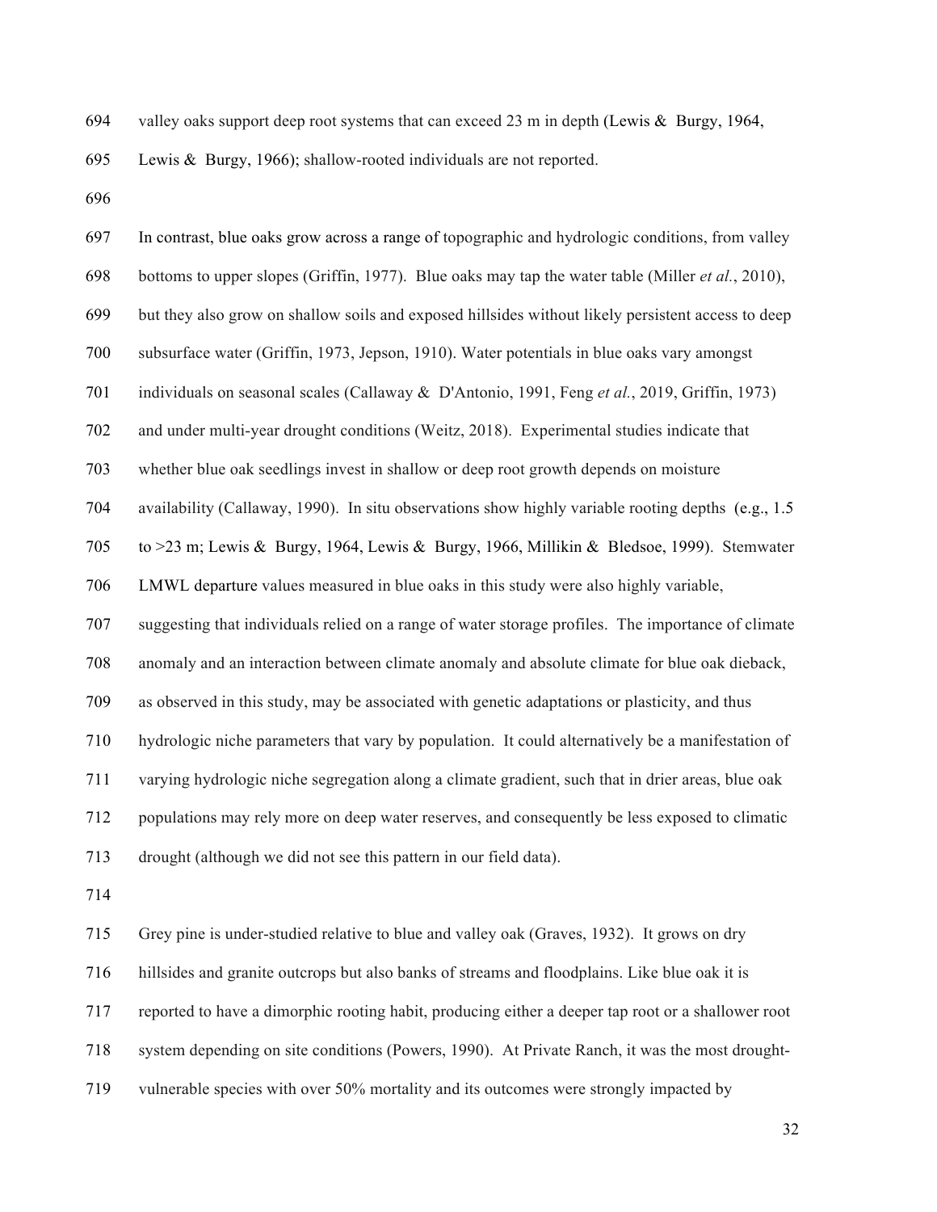valley oaks support deep root systems that can exceed 23 m in depth (Lewis & Burgy, 1964, Lewis & Burgy, 1966); shallow-rooted individuals are not reported.

In contrast, blue oaks grow across a range of topographic and hydrologic conditions, from valley bottoms to upper slopes (Griffin, 1977). Blue oaks may tap the water table (Miller *et al.*, 2010), but they also grow on shallow soils and exposed hillsides without likely persistent access to deep subsurface water (Griffin, 1973, Jepson, 1910). Water potentials in blue oaks vary amongst individuals on seasonal scales (Callaway & D'Antonio, 1991, Feng *et al.*, 2019, Griffin, 1973) and under multi-year drought conditions (Weitz, 2018). Experimental studies indicate that whether blue oak seedlings invest in shallow or deep root growth depends on moisture availability (Callaway, 1990). In situ observations show highly variable rooting depths (e.g., 1.5 to >23 m; Lewis & Burgy, 1964, Lewis & Burgy, 1966, Millikin & Bledsoe, 1999). Stemwater LMWL departure values measured in blue oaks in this study were also highly variable, suggesting that individuals relied on a range of water storage profiles. The importance of climate anomaly and an interaction between climate anomaly and absolute climate for blue oak dieback, as observed in this study, may be associated with genetic adaptations or plasticity, and thus hydrologic niche parameters that vary by population. It could alternatively be a manifestation of varying hydrologic niche segregation along a climate gradient, such that in drier areas, blue oak populations may rely more on deep water reserves, and consequently be less exposed to climatic drought (although we did not see this pattern in our field data).

Grey pine is under-studied relative to blue and valley oak (Graves, 1932). It grows on dry hillsides and granite outcrops but also banks of streams and floodplains. Like blue oak it is reported to have a dimorphic rooting habit, producing either a deeper tap root or a shallower root system depending on site conditions (Powers, 1990). At Private Ranch, it was the most drought-vulnerable species with over 50% mortality and its outcomes were strongly impacted by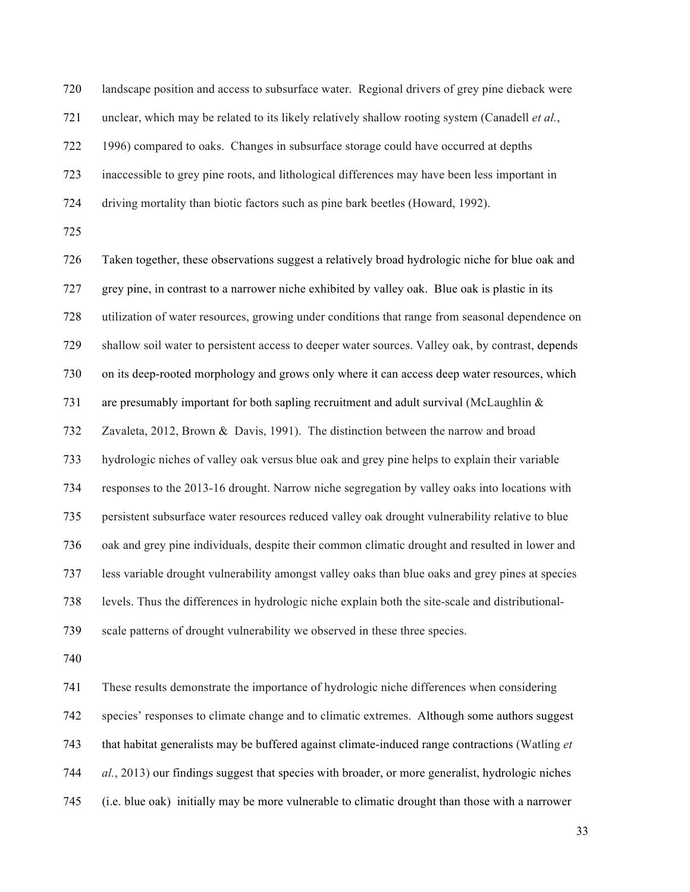landscape position and access to subsurface water. Regional drivers of grey pine dieback were unclear, which may be related to its likely relatively shallow rooting system (Canadell *et al.*, 1996) compared to oaks. Changes in subsurface storage could have occurred at depths inaccessible to grey pine roots, and lithological differences may have been less important in driving mortality than biotic factors such as pine bark beetles (Howard, 1992).

Taken together, these observations suggest a relatively broad hydrologic niche for blue oak and grey pine, in contrast to a narrower niche exhibited by valley oak. Blue oak is plastic in its utilization of water resources, growing under conditions that range from seasonal dependence on shallow soil water to persistent access to deeper water sources. Valley oak, by contrast, depends on its deep-rooted morphology and grows only where it can access deep water resources, which are presumably important for both sapling recruitment and adult survival (McLaughlin & Zavaleta, 2012, Brown & Davis, 1991). The distinction between the narrow and broad hydrologic niches of valley oak versus blue oak and grey pine helps to explain their variable responses to the 2013-16 drought. Narrow niche segregation by valley oaks into locations with persistent subsurface water resources reduced valley oak drought vulnerability relative to blue oak and grey pine individuals, despite their common climatic drought and resulted in lower and less variable drought vulnerability amongst valley oaks than blue oaks and grey pines at species levels. Thus the differences in hydrologic niche explain both the site-scale and distributional-scale patterns of drought vulnerability we observed in these three species.

These results demonstrate the importance of hydrologic niche differences when considering species' responses to climate change and to climatic extremes. Although some authors suggest that habitat generalists may be buffered against climate-induced range contractions (Watling *et al.*, 2013) our findings suggest that species with broader, or more generalist, hydrologic niches (i.e. blue oak) initially may be more vulnerable to climatic drought than those with a narrower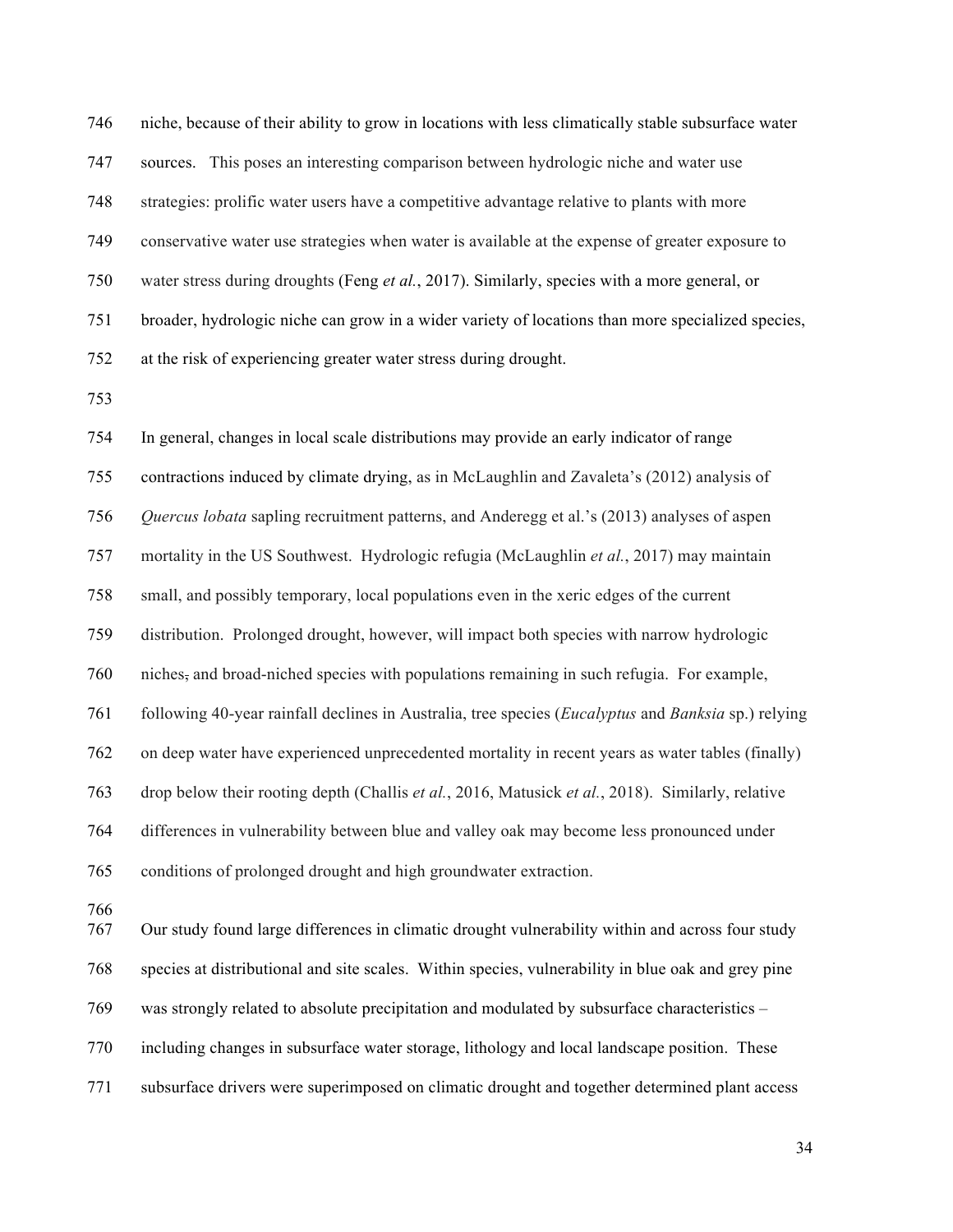niche, because of their ability to grow in locations with less climatically stable subsurface water sources. This poses an interesting comparison between hydrologic niche and water use strategies: prolific water users have a competitive advantage relative to plants with more conservative water use strategies when water is available at the expense of greater exposure to water stress during droughts (Feng *et al.*, 2017). Similarly, species with a more general, or broader, hydrologic niche can grow in a wider variety of locations than more specialized species, at the risk of experiencing greater water stress during drought.

In general, changes in local scale distributions may provide an early indicator of range contractions induced by climate drying, as in McLaughlin and Zavaleta's (2012) analysis of *Quercus lobata* sapling recruitment patterns, and Anderegg et al.'s (2013) analyses of aspen mortality in the US Southwest. Hydrologic refugia (McLaughlin *et al.*, 2017) may maintain small, and possibly temporary, local populations even in the xeric edges of the current distribution. Prolonged drought, however, will impact both species with narrow hydrologic niches, and broad-niched species with populations remaining in such refugia. For example, following 40-year rainfall declines in Australia, tree species (*Eucalyptus* and *Banksia* sp.) relying on deep water have experienced unprecedented mortality in recent years as water tables (finally) drop below their rooting depth (Challis *et al.*, 2016, Matusick *et al.*, 2018). Similarly, relative differences in vulnerability between blue and valley oak may become less pronounced under conditions of prolonged drought and high groundwater extraction.

Our study found large differences in climatic drought vulnerability within and across four study species at distributional and site scales. Within species, vulnerability in blue oak and grey pine was strongly related to absolute precipitation and modulated by subsurface characteristics – including changes in subsurface water storage, lithology and local landscape position. These subsurface drivers were superimposed on climatic drought and together determined plant access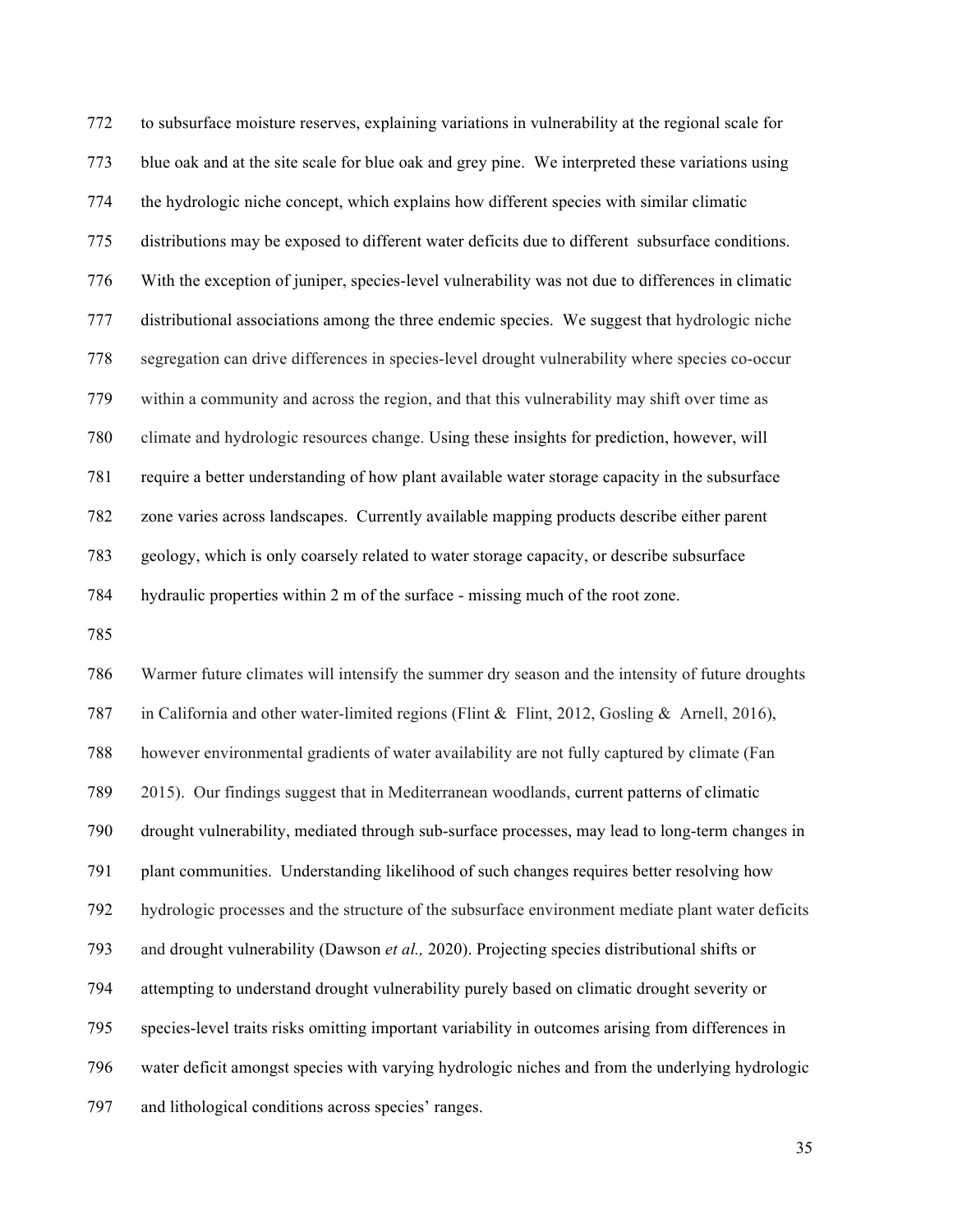to subsurface moisture reserves, explaining variations in vulnerability at the regional scale for blue oak and at the site scale for blue oak and grey pine. We interpreted these variations using the hydrologic niche concept, which explains how different species with similar climatic distributions may be exposed to different water deficits due to different subsurface conditions. With the exception of juniper, species-level vulnerability was not due to differences in climatic distributional associations among the three endemic species. We suggest that hydrologic niche segregation can drive differences in species-level drought vulnerability where species co-occur within a community and across the region, and that this vulnerability may shift over time as climate and hydrologic resources change. Using these insights for prediction, however, will require a better understanding of how plant available water storage capacity in the subsurface zone varies across landscapes. Currently available mapping products describe either parent geology, which is only coarsely related to water storage capacity, or describe subsurface hydraulic properties within 2 m of the surface - missing much of the root zone.

Warmer future climates will intensify the summer dry season and the intensity of future droughts in California and other water-limited regions (Flint & Flint, 2012, Gosling & Arnell, 2016), however environmental gradients of water availability are not fully captured by climate (Fan 2015). Our findings suggest that in Mediterranean woodlands, current patterns of climatic drought vulnerability, mediated through sub-surface processes, may lead to long-term changes in plant communities. Understanding likelihood of such changes requires better resolving how hydrologic processes and the structure of the subsurface environment mediate plant water deficits and drought vulnerability (Dawson *et al.,* 2020). Projecting species distributional shifts or attempting to understand drought vulnerability purely based on climatic drought severity or species-level traits risks omitting important variability in outcomes arising from differences in water deficit amongst species with varying hydrologic niches and from the underlying hydrologic and lithological conditions across species' ranges.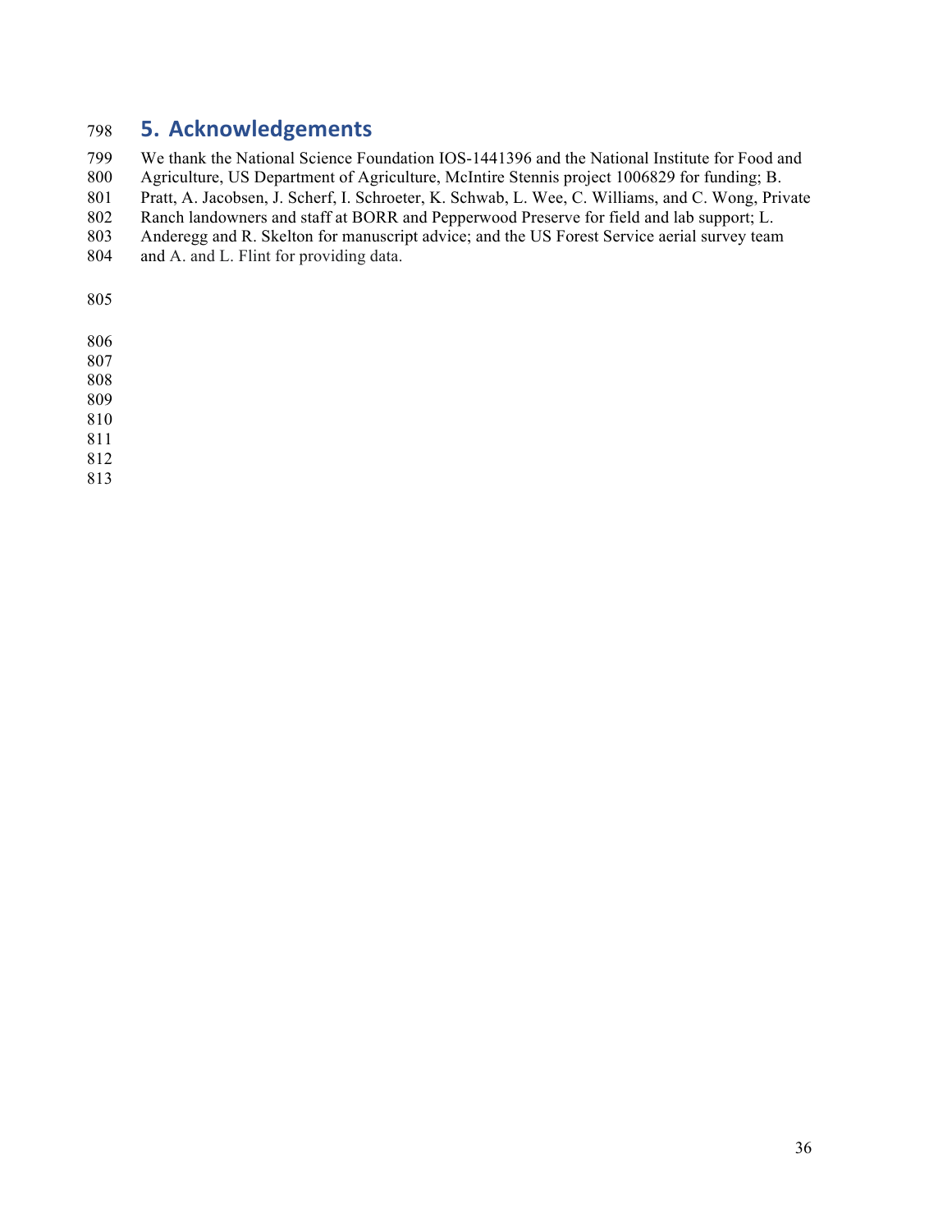## 5. Acknowledgements

We thank the National Science Foundation IOS-1441396 and the National Institute for Food and Agriculture, US Department of Agriculture, McIntire Stennis project 1006829 for funding; B. Pratt, A. Jacobsen, J. Scherf, I. Schroeter, K. Schwab, L. Wee, C. Williams, and C. Wong, Private Ranch landowners and staff at BORR and Pepperwood Preserve for field and lab support; L. Anderegg and R. Skelton for manuscript advice; and the US Forest Service aerial survey team and A. and L. Flint for providing data.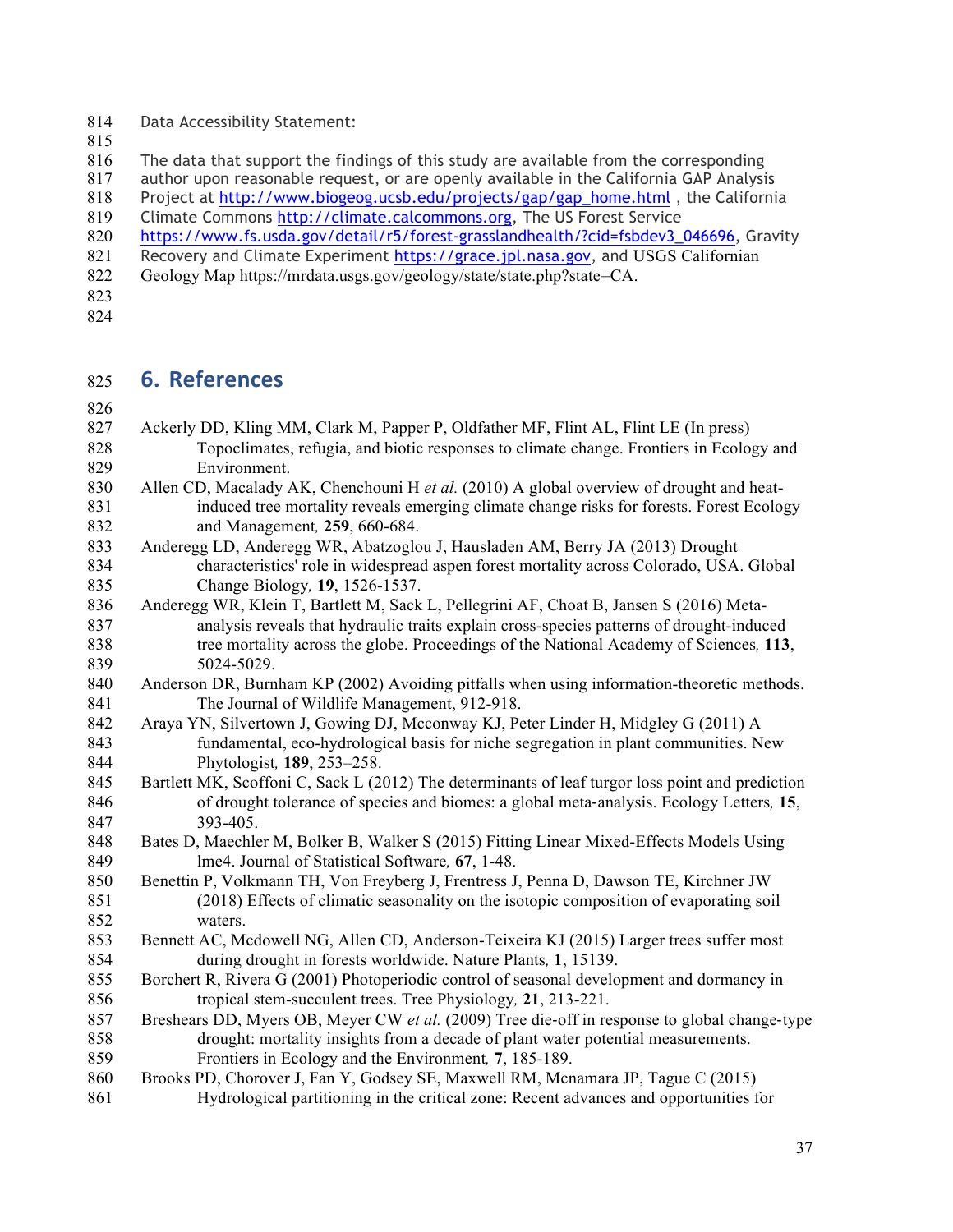Data Accessibility Statement:

The data that support the findings of this study are available from the corresponding author upon reasonable request, or are openly available in the California GAP Analysis Project at http://www.biogeog.ucsb.edu/projects/gap/gap_home.html , the California Climate Commons http://climate.calcommons.org, The US Forest Service https://www.fs.usda.gov/detail/r5/forest-grasslandhealth/?cid=fsbdev3_046696, Gravity Recovery and Climate Experiment https://grace.jpl.nasa.gov, and USGS Californian Geology Map https://mrdata.usgs.gov/geology/state/state.php?state=CA.

## 6. References

Ackerly DD, Kling MM, Clark M, Papper P, Oldfather MF, Flint AL, Flint LE (In press) Topoclimates, refugia, and biotic responses to climate change. Frontiers in Ecology and Environment.

Allen CD, Macalady AK, Chenchouni H *et al.* (2010) A global overview of drought and heat-induced tree mortality reveals emerging climate change risks for forests. Forest Ecology and Management*,* **259**, 660-684.

Anderegg LD, Anderegg WR, Abatzoglou J, Hausladen AM, Berry JA (2013) Drought characteristics' role in widespread aspen forest mortality across Colorado, USA. Global Change Biology*,* **19**, 1526-1537.

Anderegg WR, Klein T, Bartlett M, Sack L, Pellegrini AF, Choat B, Jansen S (2016) Meta-analysis reveals that hydraulic traits explain cross-species patterns of drought-induced tree mortality across the globe. Proceedings of the National Academy of Sciences*,* **113**, 5024-5029.

Anderson DR, Burnham KP (2002) Avoiding pitfalls when using information-theoretic methods. The Journal of Wildlife Management, 912-918.

Araya YN, Silvertown J, Gowing DJ, Mcconway KJ, Peter Linder H, Midgley G (2011) A fundamental, eco-hydrological basis for niche segregation in plant communities. New Phytologist*,* **189**, 253–258.

Bartlett MK, Scoffoni C, Sack L (2012) The determinants of leaf turgor loss point and prediction of drought tolerance of species and biomes: a global meta-analysis. Ecology Letters*,* **15**, 393-405.

Bates D, Maechler M, Bolker B, Walker S (2015) Fitting Linear Mixed-Effects Models Using lme4. Journal of Statistical Software*,* **67**, 1-48.

Benettin P, Volkmann TH, Von Freyberg J, Frentress J, Penna D, Dawson TE, Kirchner JW (2018) Effects of climatic seasonality on the isotopic composition of evaporating soil waters.

Bennett AC, Mcdowell NG, Allen CD, Anderson-Teixeira KJ (2015) Larger trees suffer most during drought in forests worldwide. Nature Plants*,* **1**, 15139.

Borchert R, Rivera G (2001) Photoperiodic control of seasonal development and dormancy in tropical stem-succulent trees. Tree Physiology*,* **21**, 213-221.

Breshears DD, Myers OB, Meyer CW *et al.* (2009) Tree die-off in response to global change-type drought: mortality insights from a decade of plant water potential measurements. Frontiers in Ecology and the Environment*,* **7**, 185-189.

Brooks PD, Chorover J, Fan Y, Godsey SE, Maxwell RM, Mcnamara JP, Tague C (2015) Hydrological partitioning in the critical zone: Recent advances and opportunities for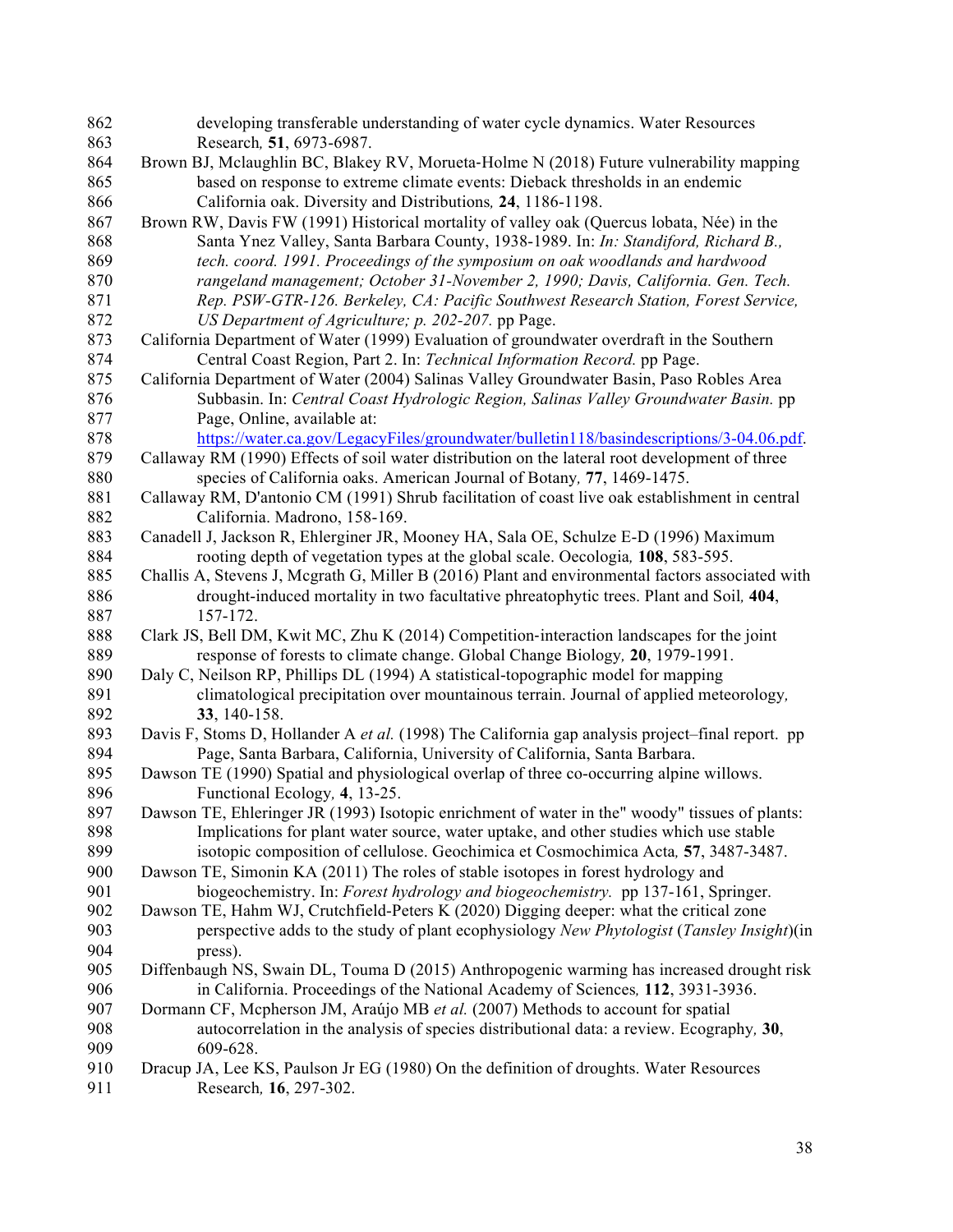developing transferable understanding of water cycle dynamics. Water Resources Research, **51**, 6973-6987.

Brown BJ, Mclaughlin BC, Blakey RV, Morueta-Holme N (2018) Future vulnerability mapping based on response to extreme climate events: Dieback thresholds in an endemic California oak. Diversity and Distributions, **24**, 1186-1198.

Brown RW, Davis FW (1991) Historical mortality of valley oak (Quercus lobata, Née) in the Santa Ynez Valley, Santa Barbara County, 1938-1989. In: *In: Standiford, Richard B., tech. coord. 1991. Proceedings of the symposium on oak woodlands and hardwood rangeland management; October 31-November 2, 1990; Davis, California. Gen. Tech. Rep. PSW-GTR-126. Berkeley, CA: Pacific Southwest Research Station, Forest Service, US Department of Agriculture; p. 202-207.* pp Page.

California Department of Water (1999) Evaluation of groundwater overdraft in the Southern Central Coast Region, Part 2. In: *Technical Information Record.* pp Page.

California Department of Water (2004) Salinas Valley Groundwater Basin, Paso Robles Area Subbasin. In: *Central Coast Hydrologic Region, Salinas Valley Groundwater Basin.* pp Page, Online, available at: https://water.ca.gov/LegacyFiles/groundwater/bulletin118/basindescriptions/3-04.06.pdf.

Callaway RM (1990) Effects of soil water distribution on the lateral root development of three species of California oaks. American Journal of Botany, **77**, 1469-1475.

Callaway RM, D'antonio CM (1991) Shrub facilitation of coast live oak establishment in central California. Madrono, 158-169.

Canadell J, Jackson R, Ehlerginer JR, Mooney HA, Sala OE, Schulze E-D (1996) Maximum rooting depth of vegetation types at the global scale. Oecologia, **108**, 583-595.

Challis A, Stevens J, Mcgrath G, Miller B (2016) Plant and environmental factors associated with drought-induced mortality in two facultative phreatophytic trees. Plant and Soil, **404**, 157-172.

Clark JS, Bell DM, Kwit MC, Zhu K (2014) Competition-interaction landscapes for the joint response of forests to climate change. Global Change Biology, **20**, 1979-1991.

Daly C, Neilson RP, Phillips DL (1994) A statistical-topographic model for mapping climatological precipitation over mountainous terrain. Journal of applied meteorology, **33**, 140-158.

Davis F, Stoms D, Hollander A *et al.* (1998) The California gap analysis project–final report. pp Page, Santa Barbara, California, University of California, Santa Barbara.

Dawson TE (1990) Spatial and physiological overlap of three co-occurring alpine willows. Functional Ecology, **4**, 13-25.

Dawson TE, Ehleringer JR (1993) Isotopic enrichment of water in the" woody" tissues of plants: Implications for plant water source, water uptake, and other studies which use stable isotopic composition of cellulose. Geochimica et Cosmochimica Acta, **57**, 3487-3487.

Dawson TE, Simonin KA (2011) The roles of stable isotopes in forest hydrology and biogeochemistry. In: *Forest hydrology and biogeochemistry.* pp 137-161, Springer.

Dawson TE, Hahm WJ, Crutchfield-Peters K (2020) Digging deeper: what the critical zone perspective adds to the study of plant ecophysiology *New Phytologist* (*Tansley Insight*)(in press).

Diffenbaugh NS, Swain DL, Touma D (2015) Anthropogenic warming has increased drought risk in California. Proceedings of the National Academy of Sciences, **112**, 3931-3936.

Dormann CF, Mcpherson JM, Araújo MB *et al.* (2007) Methods to account for spatial autocorrelation in the analysis of species distributional data: a review. Ecography, **30**, 609-628.

Dracup JA, Lee KS, Paulson Jr EG (1980) On the definition of droughts. Water Resources Research, **16**, 297-302.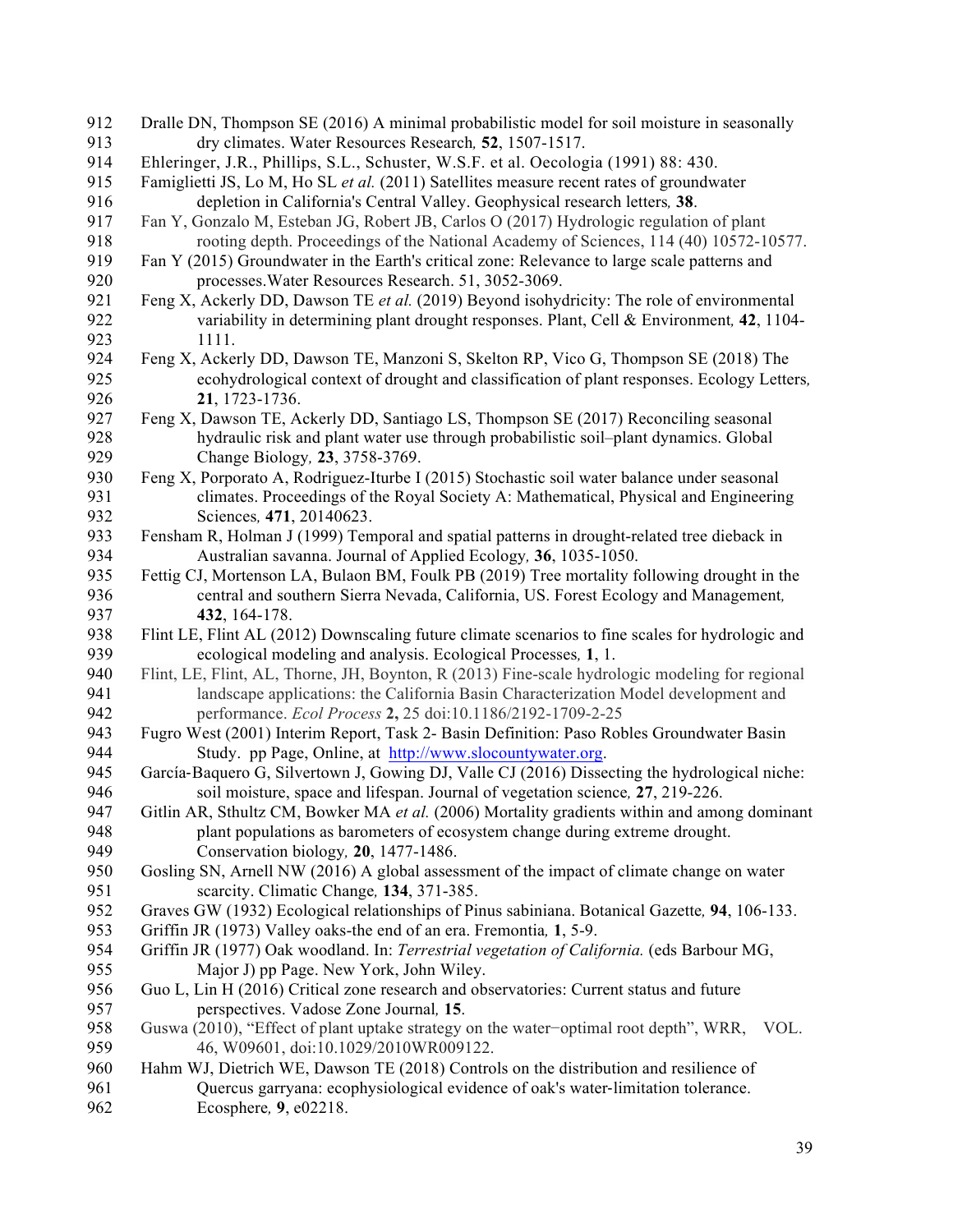Dralle DN, Thompson SE (2016) A minimal probabilistic model for soil moisture in seasonally dry climates. Water Resources Research, **52**, 1507-1517.

Ehleringer, J.R., Phillips, S.L., Schuster, W.S.F. et al. Oecologia (1991) 88: 430.

Famiglietti JS, Lo M, Ho SL *et al.* (2011) Satellites measure recent rates of groundwater depletion in California's Central Valley. Geophysical research letters, **38**.

Fan Y, Gonzalo M, Esteban JG, Robert JB, Carlos O (2017) Hydrologic regulation of plant rooting depth. Proceedings of the National Academy of Sciences, 114 (40) 10572-10577.

Fan Y (2015) Groundwater in the Earth's critical zone: Relevance to large scale patterns and processes.Water Resources Research. 51, 3052-3069.

Feng X, Ackerly DD, Dawson TE *et al.* (2019) Beyond isohydricity: The role of environmental variability in determining plant drought responses. Plant, Cell & Environment, **42**, 1104-1111.

Feng X, Ackerly DD, Dawson TE, Manzoni S, Skelton RP, Vico G, Thompson SE (2018) The ecohydrological context of drought and classification of plant responses. Ecology Letters, **21**, 1723-1736.

Feng X, Dawson TE, Ackerly DD, Santiago LS, Thompson SE (2017) Reconciling seasonal hydraulic risk and plant water use through probabilistic soil–plant dynamics. Global Change Biology, **23**, 3758-3769.

Feng X, Porporato A, Rodriguez-Iturbe I (2015) Stochastic soil water balance under seasonal climates. Proceedings of the Royal Society A: Mathematical, Physical and Engineering Sciences, **471**, 20140623.

Fensham R, Holman J (1999) Temporal and spatial patterns in drought-related tree dieback in Australian savanna. Journal of Applied Ecology, **36**, 1035-1050.

Fettig CJ, Mortenson LA, Bulaon BM, Foulk PB (2019) Tree mortality following drought in the central and southern Sierra Nevada, California, US. Forest Ecology and Management, **432**, 164-178.

Flint LE, Flint AL (2012) Downscaling future climate scenarios to fine scales for hydrologic and ecological modeling and analysis. Ecological Processes, **1**, 1.

Flint, LE, Flint, AL, Thorne, JH, Boynton, R (2013) Fine-scale hydrologic modeling for regional landscape applications: the California Basin Characterization Model development and performance. *Ecol Process* **2,** 25 doi:10.1186/2192-1709-2-25

Fugro West (2001) Interim Report, Task 2- Basin Definition: Paso Robles Groundwater Basin Study. pp Page, Online, at http://www.slocountywater.org.

García-Baquero G, Silvertown J, Gowing DJ, Valle CJ (2016) Dissecting the hydrological niche: soil moisture, space and lifespan. Journal of vegetation science, **27**, 219-226.

Gitlin AR, Sthultz CM, Bowker MA *et al.* (2006) Mortality gradients within and among dominant plant populations as barometers of ecosystem change during extreme drought. Conservation biology, **20**, 1477-1486.

Gosling SN, Arnell NW (2016) A global assessment of the impact of climate change on water scarcity. Climatic Change, **134**, 371-385.

Graves GW (1932) Ecological relationships of Pinus sabiniana. Botanical Gazette, **94**, 106-133.

Griffin JR (1973) Valley oaks-the end of an era. Fremontia, **1**, 5-9.

Griffin JR (1977) Oak woodland. In: *Terrestrial vegetation of California.* (eds Barbour MG, Major J) pp Page. New York, John Wiley.

Guo L, Lin H (2016) Critical zone research and observatories: Current status and future perspectives. Vadose Zone Journal, **15**.

Guswa (2010), "Effect of plant uptake strategy on the water−optimal root depth", WRR, VOL. 46, W09601, doi:10.1029/2010WR009122.

Hahm WJ, Dietrich WE, Dawson TE (2018) Controls on the distribution and resilience of Quercus garryana: ecophysiological evidence of oak's water-limitation tolerance. Ecosphere, **9**, e02218.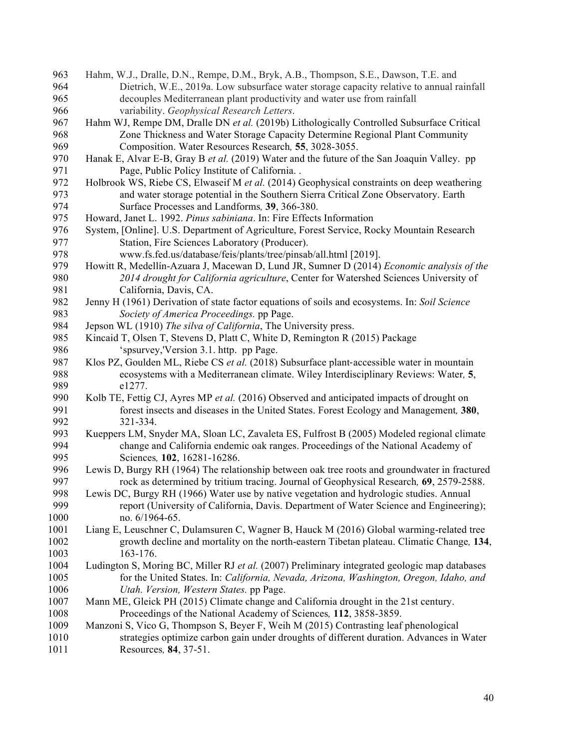Hahm, W.J., Dralle, D.N., Rempe, D.M., Bryk, A.B., Thompson, S.E., Dawson, T.E. and Dietrich, W.E., 2019a. Low subsurface water storage capacity relative to annual rainfall decouples Mediterranean plant productivity and water use from rainfall variability. *Geophysical Research Letters*.

Hahm WJ, Rempe DM, Dralle DN *et al.* (2019b) Lithologically Controlled Subsurface Critical Zone Thickness and Water Storage Capacity Determine Regional Plant Community Composition. Water Resources Research*,* **55**, 3028-3055.

Hanak E, Alvar E-B, Gray B *et al.* (2019) Water and the future of the San Joaquin Valley. pp Page, Public Policy Institute of California. .

Holbrook WS, Riebe CS, Elwaseif M *et al.* (2014) Geophysical constraints on deep weathering and water storage potential in the Southern Sierra Critical Zone Observatory. Earth Surface Processes and Landforms*,* **39**, 366-380.

Howard, Janet L. 1992. *Pinus sabiniana*. In: Fire Effects Information System, [Online]. U.S. Department of Agriculture, Forest Service, Rocky Mountain Research Station, Fire Sciences Laboratory (Producer). www.fs.fed.us/database/feis/plants/tree/pinsab/all.html [2019].

Howitt R, Medellín-Azuara J, Macewan D, Lund JR, Sumner D (2014) *Economic analysis of the 2014 drought for California agriculture*, Center for Watershed Sciences University of California, Davis, CA.

Jenny H (1961) Derivation of state factor equations of soils and ecosystems. In: *Soil Science Society of America Proceedings.* pp Page.

Jepson WL (1910) *The silva of California*, The University press.

Kincaid T, Olsen T, Stevens D, Platt C, White D, Remington R (2015) Package 'spsurvey,'Version 3.1. http. pp Page.

Klos PZ, Goulden ML, Riebe CS *et al.* (2018) Subsurface plant-accessible water in mountain ecosystems with a Mediterranean climate. Wiley Interdisciplinary Reviews: Water*,* **5**, e1277.

Kolb TE, Fettig CJ, Ayres MP *et al.* (2016) Observed and anticipated impacts of drought on forest insects and diseases in the United States. Forest Ecology and Management*,* **380**, 321-334.

Kueppers LM, Snyder MA, Sloan LC, Zavaleta ES, Fulfrost B (2005) Modeled regional climate change and California endemic oak ranges. Proceedings of the National Academy of Sciences*,* **102**, 16281-16286.

Lewis D, Burgy RH (1964) The relationship between oak tree roots and groundwater in fractured rock as determined by tritium tracing. Journal of Geophysical Research*,* **69**, 2579-2588.

Lewis DC, Burgy RH (1966) Water use by native vegetation and hydrologic studies. Annual report (University of California, Davis. Department of Water Science and Engineering); no. 6/1964-65.

Liang E, Leuschner C, Dulamsuren C, Wagner B, Hauck M (2016) Global warming-related tree growth decline and mortality on the north-eastern Tibetan plateau. Climatic Change*,* **134**, 163-176.

Ludington S, Moring BC, Miller RJ *et al.* (2007) Preliminary integrated geologic map databases for the United States. In: *California, Nevada, Arizona, Washington, Oregon, Idaho, and Utah. Version, Western States.* pp Page.

Mann ME, Gleick PH (2015) Climate change and California drought in the 21st century. Proceedings of the National Academy of Sciences*,* **112**, 3858-3859.

Manzoni S, Vico G, Thompson S, Beyer F, Weih M (2015) Contrasting leaf phenological strategies optimize carbon gain under droughts of different duration. Advances in Water Resources*,* **84**, 37-51.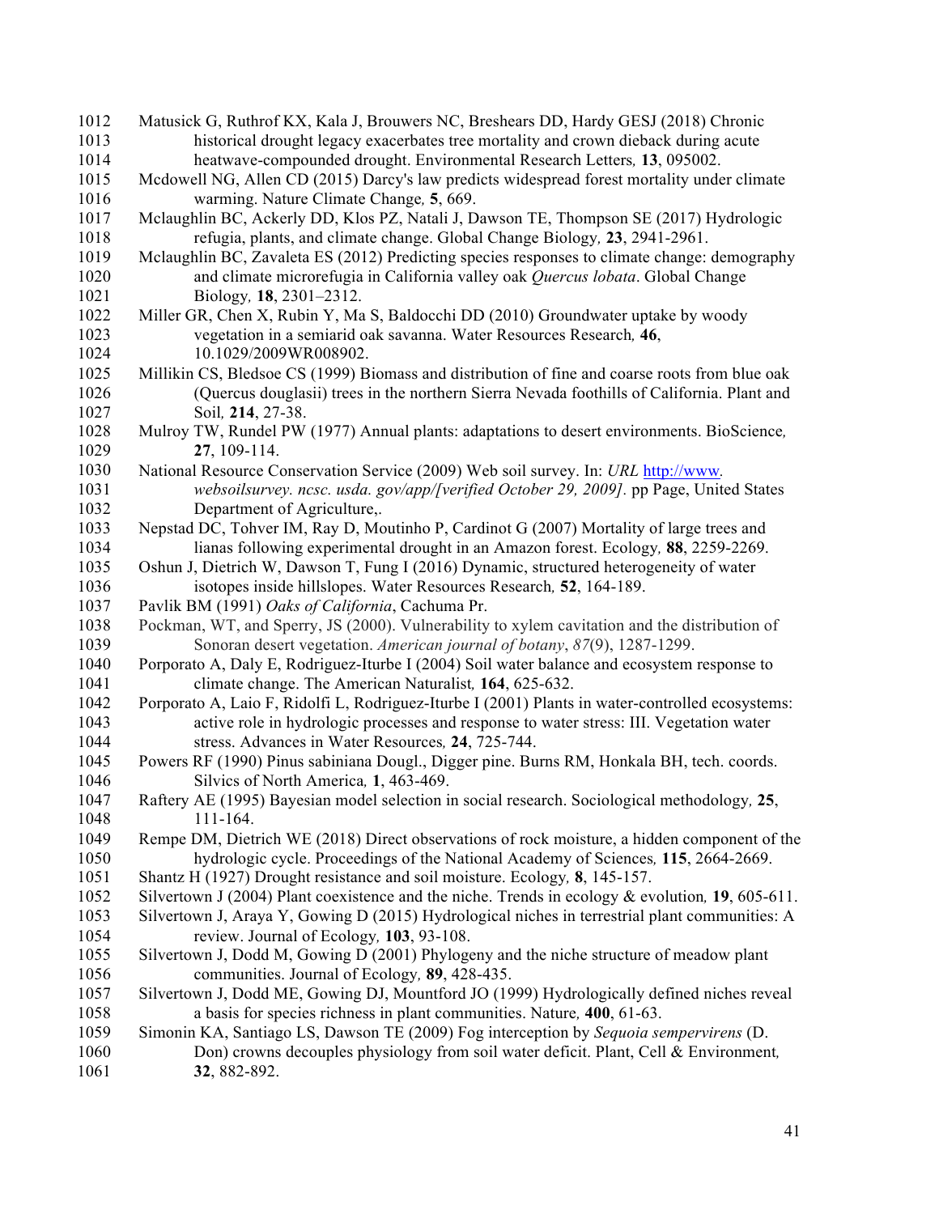Matusick G, Ruthrof KX, Kala J, Brouwers NC, Breshears DD, Hardy GESJ (2018) Chronic historical drought legacy exacerbates tree mortality and crown dieback during acute heatwave-compounded drought. Environmental Research Letters*,* **13**, 095002.

Mcdowell NG, Allen CD (2015) Darcy's law predicts widespread forest mortality under climate warming. Nature Climate Change*,* **5**, 669.

Mclaughlin BC, Ackerly DD, Klos PZ, Natali J, Dawson TE, Thompson SE (2017) Hydrologic refugia, plants, and climate change. Global Change Biology*,* **23**, 2941-2961.

Mclaughlin BC, Zavaleta ES (2012) Predicting species responses to climate change: demography and climate microrefugia in California valley oak *Quercus lobata*. Global Change Biology*,* **18**, 2301–2312.

Miller GR, Chen X, Rubin Y, Ma S, Baldocchi DD (2010) Groundwater uptake by woody vegetation in a semiarid oak savanna. Water Resources Research*,* **46**, 10.1029/2009WR008902.

Millikin CS, Bledsoe CS (1999) Biomass and distribution of fine and coarse roots from blue oak (Quercus douglasii) trees in the northern Sierra Nevada foothills of California. Plant and Soil*,* **214**, 27-38.

Mulroy TW, Rundel PW (1977) Annual plants: adaptations to desert environments. BioScience*,* **27**, 109-114.

National Resource Conservation Service (2009) Web soil survey. In: *URL* http://www. *websoilsurvey. ncsc. usda. gov/app/[verified October 29, 2009].* pp Page, United States Department of Agriculture,.

Nepstad DC, Tohver IM, Ray D, Moutinho P, Cardinot G (2007) Mortality of large trees and lianas following experimental drought in an Amazon forest. Ecology*,* **88**, 2259-2269.

Oshun J, Dietrich W, Dawson T, Fung I (2016) Dynamic, structured heterogeneity of water isotopes inside hillslopes. Water Resources Research*,* **52**, 164-189.

Pavlik BM (1991) *Oaks of California*, Cachuma Pr.

Pockman, WT, and Sperry, JS (2000). Vulnerability to xylem cavitation and the distribution of Sonoran desert vegetation. *American journal of botany*, *87*(9), 1287-1299.

Porporato A, Daly E, Rodriguez-Iturbe I (2004) Soil water balance and ecosystem response to climate change. The American Naturalist*,* **164**, 625-632.

Porporato A, Laio F, Ridolfi L, Rodriguez-Iturbe I (2001) Plants in water-controlled ecosystems: active role in hydrologic processes and response to water stress: III. Vegetation water stress. Advances in Water Resources*,* **24**, 725-744.

Powers RF (1990) Pinus sabiniana Dougl., Digger pine. Burns RM, Honkala BH, tech. coords. Silvics of North America*,* **1**, 463-469.

Raftery AE (1995) Bayesian model selection in social research. Sociological methodology*,* **25**, 111-164.

Rempe DM, Dietrich WE (2018) Direct observations of rock moisture, a hidden component of the hydrologic cycle. Proceedings of the National Academy of Sciences*,* **115**, 2664-2669.

Shantz H (1927) Drought resistance and soil moisture. Ecology*,* **8**, 145-157.

Silvertown J (2004) Plant coexistence and the niche. Trends in ecology & evolution*,* **19**, 605-611.

Silvertown J, Araya Y, Gowing D (2015) Hydrological niches in terrestrial plant communities: A review. Journal of Ecology*,* **103**, 93-108.

Silvertown J, Dodd M, Gowing D (2001) Phylogeny and the niche structure of meadow plant communities. Journal of Ecology*,* **89**, 428-435.

Silvertown J, Dodd ME, Gowing DJ, Mountford JO (1999) Hydrologically defined niches reveal a basis for species richness in plant communities. Nature*,* **400**, 61-63.

Simonin KA, Santiago LS, Dawson TE (2009) Fog interception by *Sequoia sempervirens* (D. Don) crowns decouples physiology from soil water deficit. Plant, Cell & Environment*,* **32**, 882-892.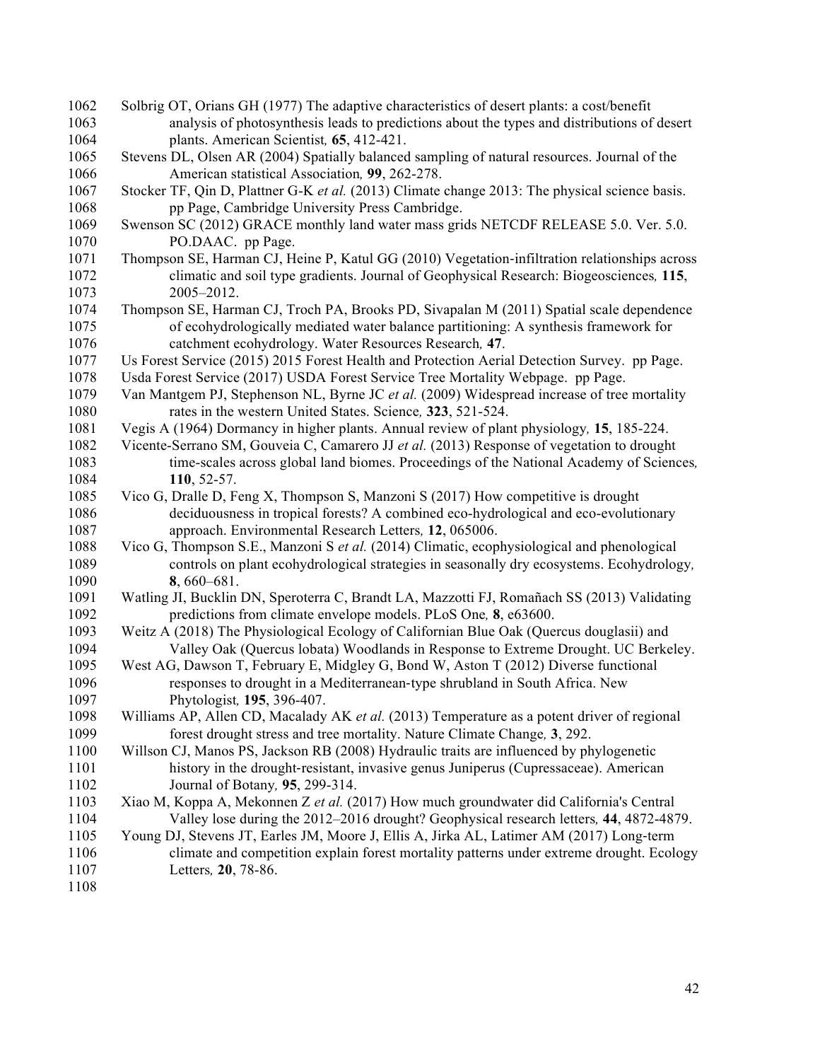Solbrig OT, Orians GH (1977) The adaptive characteristics of desert plants: a cost/benefit analysis of photosynthesis leads to predictions about the types and distributions of desert plants. American Scientist*,* **65**, 412-421.

Stevens DL, Olsen AR (2004) Spatially balanced sampling of natural resources. Journal of the American statistical Association*,* **99**, 262-278.

Stocker TF, Qin D, Plattner G-K *et al.* (2013) Climate change 2013: The physical science basis. pp Page, Cambridge University Press Cambridge.

Swenson SC (2012) GRACE monthly land water mass grids NETCDF RELEASE 5.0. Ver. 5.0. PO.DAAC. pp Page.

Thompson SE, Harman CJ, Heine P, Katul GG (2010) Vegetation-infiltration relationships across climatic and soil type gradients. Journal of Geophysical Research: Biogeosciences*,* **115**, 2005–2012.

Thompson SE, Harman CJ, Troch PA, Brooks PD, Sivapalan M (2011) Spatial scale dependence of ecohydrologically mediated water balance partitioning: A synthesis framework for catchment ecohydrology. Water Resources Research*,* **47**.

Us Forest Service (2015) 2015 Forest Health and Protection Aerial Detection Survey. pp Page.

Usda Forest Service (2017) USDA Forest Service Tree Mortality Webpage. pp Page.

Van Mantgem PJ, Stephenson NL, Byrne JC *et al.* (2009) Widespread increase of tree mortality rates in the western United States. Science*,* **323**, 521-524.

Vegis A (1964) Dormancy in higher plants. Annual review of plant physiology*,* **15**, 185-224.

Vicente-Serrano SM, Gouveia C, Camarero JJ *et al.* (2013) Response of vegetation to drought time-scales across global land biomes. Proceedings of the National Academy of Sciences*,* **110**, 52-57.

Vico G, Dralle D, Feng X, Thompson S, Manzoni S (2017) How competitive is drought deciduousness in tropical forests? A combined eco-hydrological and eco-evolutionary approach. Environmental Research Letters*,* **12**, 065006.

Vico G, Thompson S.E., Manzoni S *et al.* (2014) Climatic, ecophysiological and phenological controls on plant ecohydrological strategies in seasonally dry ecosystems. Ecohydrology*,* **8**, 660–681.

Watling JI, Bucklin DN, Speroterra C, Brandt LA, Mazzotti FJ, Romañach SS (2013) Validating predictions from climate envelope models. PLoS One*,* **8**, e63600.

Weitz A (2018) The Physiological Ecology of Californian Blue Oak (Quercus douglasii) and Valley Oak (Quercus lobata) Woodlands in Response to Extreme Drought. UC Berkeley.

West AG, Dawson T, February E, Midgley G, Bond W, Aston T (2012) Diverse functional responses to drought in a Mediterranean-type shrubland in South Africa. New Phytologist*,* **195**, 396-407.

Williams AP, Allen CD, Macalady AK *et al.* (2013) Temperature as a potent driver of regional forest drought stress and tree mortality. Nature Climate Change*,* **3**, 292.

Willson CJ, Manos PS, Jackson RB (2008) Hydraulic traits are influenced by phylogenetic history in the drought-resistant, invasive genus Juniperus (Cupressaceae). American Journal of Botany*,* **95**, 299-314.

Xiao M, Koppa A, Mekonnen Z *et al.* (2017) How much groundwater did California's Central Valley lose during the 2012–2016 drought? Geophysical research letters*,* **44**, 4872-4879.

Young DJ, Stevens JT, Earles JM, Moore J, Ellis A, Jirka AL, Latimer AM (2017) Long-term climate and competition explain forest mortality patterns under extreme drought. Ecology Letters*,* **20**, 78-86.